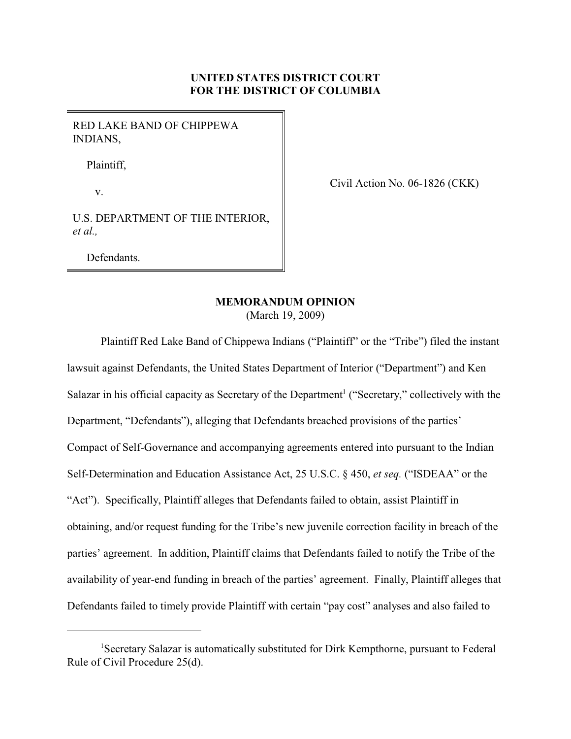**UNITED STATES DISTRICT COURT**
**FOR THE DISTRICT OF COLUMBIA**

| | |
|---|---|
| RED LAKE BAND OF CHIPPEWA INDIANS,<br><br>Plaintiff,<br><br>v.<br><br>U.S. DEPARTMENT OF THE INTERIOR, *et al.,*<br><br>Defendants. | Civil Action No. 06-1826 (CKK) |

**MEMORANDUM OPINION**
(March 19, 2009)

Plaintiff Red Lake Band of Chippewa Indians ("Plaintiff" or the "Tribe") filed the instant lawsuit against Defendants, the United States Department of Interior ("Department") and Ken Salazar in his official capacity as Secretary of the Department[1] ("Secretary," collectively with the Department, "Defendants"), alleging that Defendants breached provisions of the parties' Compact of Self-Governance and accompanying agreements entered into pursuant to the Indian Self-Determination and Education Assistance Act, 25 U.S.C. § 450, *et seq.* ("ISDEAA" or the "Act"). Specifically, Plaintiff alleges that Defendants failed to obtain, assist Plaintiff in obtaining, and/or request funding for the Tribe's new juvenile correction facility in breach of the parties' agreement. In addition, Plaintiff claims that Defendants failed to notify the Tribe of the availability of year-end funding in breach of the parties' agreement. Finally, Plaintiff alleges that Defendants failed to timely provide Plaintiff with certain "pay cost" analyses and also failed to

---

[1] Secretary Salazar is automatically substituted for Dirk Kempthorne, pursuant to Federal Rule of Civil Procedure 25(d).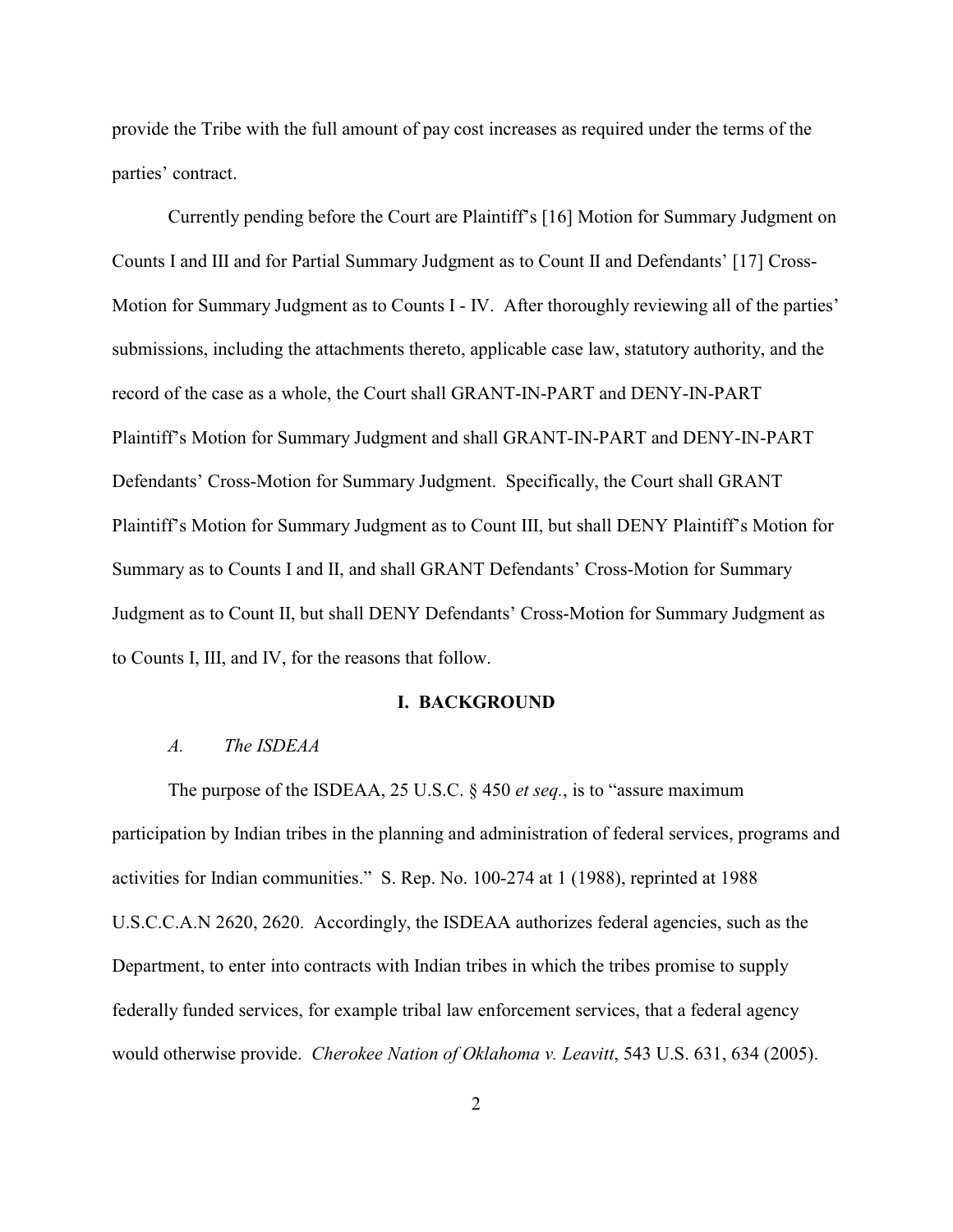provide the Tribe with the full amount of pay cost increases as required under the terms of the parties' contract.

Currently pending before the Court are Plaintiff's [16] Motion for Summary Judgment on Counts I and III and for Partial Summary Judgment as to Count II and Defendants' [17] Cross-Motion for Summary Judgment as to Counts I - IV. After thoroughly reviewing all of the parties' submissions, including the attachments thereto, applicable case law, statutory authority, and the record of the case as a whole, the Court shall GRANT-IN-PART and DENY-IN-PART Plaintiff's Motion for Summary Judgment and shall GRANT-IN-PART and DENY-IN-PART Defendants' Cross-Motion for Summary Judgment. Specifically, the Court shall GRANT Plaintiff's Motion for Summary Judgment as to Count III, but shall DENY Plaintiff's Motion for Summary as to Counts I and II, and shall GRANT Defendants' Cross-Motion for Summary Judgment as to Count II, but shall DENY Defendants' Cross-Motion for Summary Judgment as to Counts I, III, and IV, for the reasons that follow.

## I. BACKGROUND

### *A. The ISDEAA*

The purpose of the ISDEAA, 25 U.S.C. § 450 *et seq.*, is to "assure maximum participation by Indian tribes in the planning and administration of federal services, programs and activities for Indian communities." S. Rep. No. 100-274 at 1 (1988), reprinted at 1988 U.S.C.C.A.N 2620, 2620. Accordingly, the ISDEAA authorizes federal agencies, such as the Department, to enter into contracts with Indian tribes in which the tribes promise to supply federally funded services, for example tribal law enforcement services, that a federal agency would otherwise provide. *Cherokee Nation of Oklahoma v. Leavitt*, 543 U.S. 631, 634 (2005).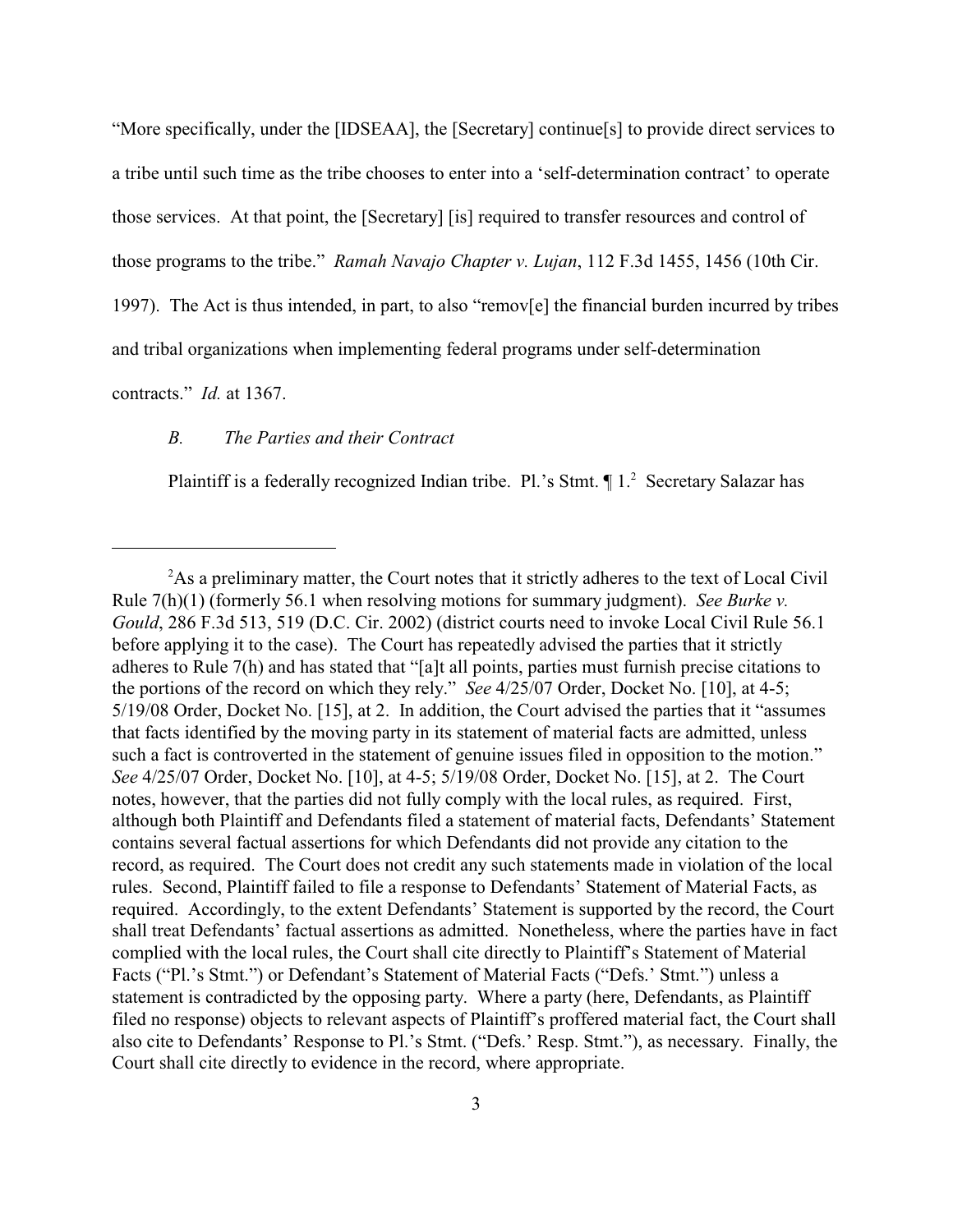"More specifically, under the [IDSEAA], the [Secretary] continue[s] to provide direct services to a tribe until such time as the tribe chooses to enter into a 'self-determination contract' to operate those services. At that point, the [Secretary] [is] required to transfer resources and control of those programs to the tribe." *Ramah Navajo Chapter v. Lujan*, 112 F.3d 1455, 1456 (10th Cir. 1997). The Act is thus intended, in part, to also "remov[e] the financial burden incurred by tribes and tribal organizations when implementing federal programs under self-determination contracts." *Id.* at 1367.

### *B. The Parties and their Contract*

Plaintiff is a federally recognized Indian tribe. Pl.'s Stmt. ¶ 1.[2] Secretary Salazar has

---

[2] As a preliminary matter, the Court notes that it strictly adheres to the text of Local Civil Rule 7(h)(1) (formerly 56.1 when resolving motions for summary judgment). *See Burke v. Gould*, 286 F.3d 513, 519 (D.C. Cir. 2002) (district courts need to invoke Local Civil Rule 56.1 before applying it to the case). The Court has repeatedly advised the parties that it strictly adheres to Rule 7(h) and has stated that "[a]t all points, parties must furnish precise citations to the portions of the record on which they rely." *See* 4/25/07 Order, Docket No. [10], at 4-5; 5/19/08 Order, Docket No. [15], at 2. In addition, the Court advised the parties that it "assumes that facts identified by the moving party in its statement of material facts are admitted, unless such a fact is controverted in the statement of genuine issues filed in opposition to the motion." *See* 4/25/07 Order, Docket No. [10], at 4-5; 5/19/08 Order, Docket No. [15], at 2. The Court notes, however, that the parties did not fully comply with the local rules, as required. First, although both Plaintiff and Defendants filed a statement of material facts, Defendants' Statement contains several factual assertions for which Defendants did not provide any citation to the record, as required. The Court does not credit any such statements made in violation of the local rules. Second, Plaintiff failed to file a response to Defendants' Statement of Material Facts, as required. Accordingly, to the extent Defendants' Statement is supported by the record, the Court shall treat Defendants' factual assertions as admitted. Nonetheless, where the parties have in fact complied with the local rules, the Court shall cite directly to Plaintiff's Statement of Material Facts ("Pl.'s Stmt.") or Defendant's Statement of Material Facts ("Defs.' Stmt.") unless a statement is contradicted by the opposing party. Where a party (here, Defendants, as Plaintiff filed no response) objects to relevant aspects of Plaintiff's proffered material fact, the Court shall also cite to Defendants' Response to Pl.'s Stmt. ("Defs.' Resp. Stmt."), as necessary. Finally, the Court shall cite directly to evidence in the record, where appropriate.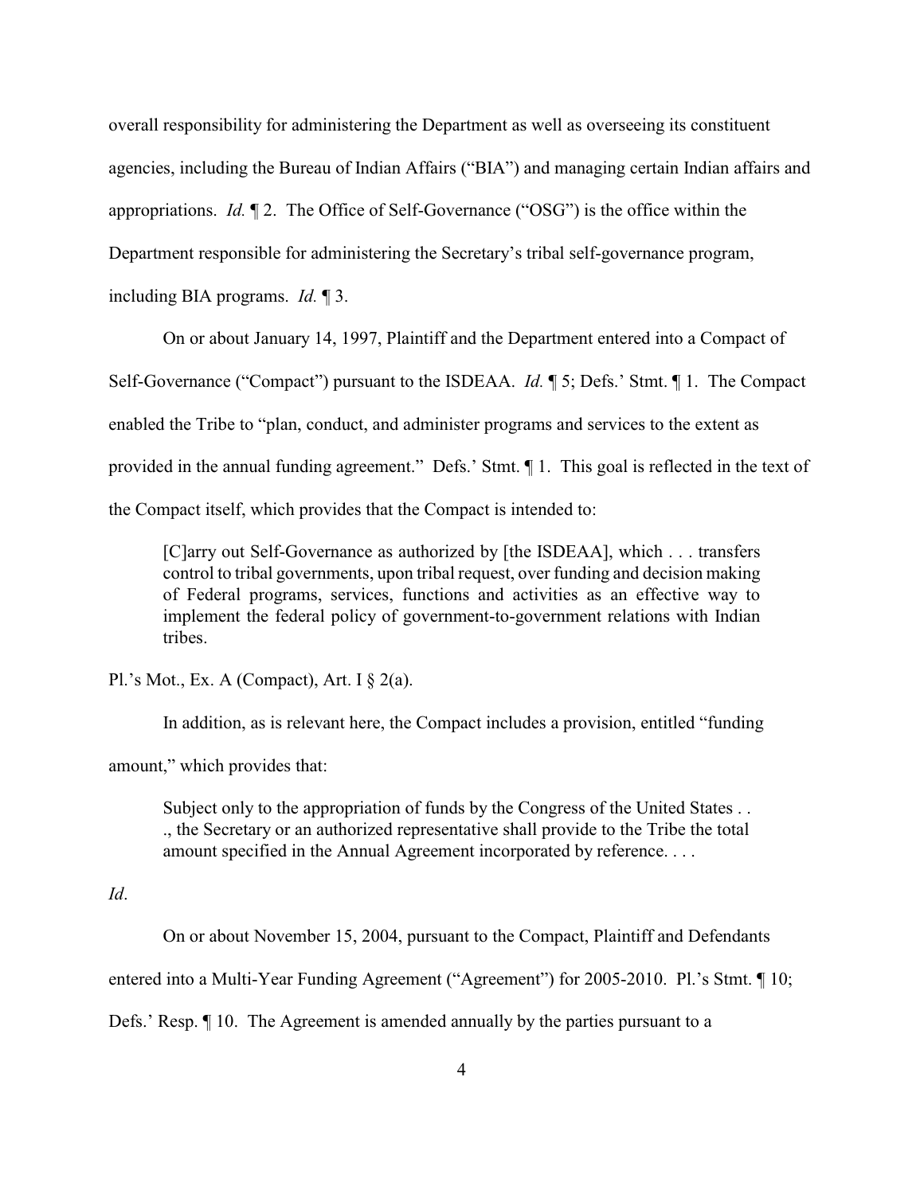overall responsibility for administering the Department as well as overseeing its constituent agencies, including the Bureau of Indian Affairs ("BIA") and managing certain Indian affairs and appropriations. *Id.* ¶ 2. The Office of Self-Governance ("OSG") is the office within the Department responsible for administering the Secretary's tribal self-governance program, including BIA programs. *Id.* ¶ 3.

On or about January 14, 1997, Plaintiff and the Department entered into a Compact of Self-Governance ("Compact") pursuant to the ISDEAA. *Id.* ¶ 5; Defs.' Stmt. ¶ 1. The Compact enabled the Tribe to "plan, conduct, and administer programs and services to the extent as provided in the annual funding agreement." Defs.' Stmt. ¶ 1. This goal is reflected in the text of the Compact itself, which provides that the Compact is intended to:

> [C]arry out Self-Governance as authorized by [the ISDEAA], which . . . transfers control to tribal governments, upon tribal request, over funding and decision making of Federal programs, services, functions and activities as an effective way to implement the federal policy of government-to-government relations with Indian tribes.

Pl.'s Mot., Ex. A (Compact), Art. I § 2(a).

In addition, as is relevant here, the Compact includes a provision, entitled "funding amount," which provides that:

> Subject only to the appropriation of funds by the Congress of the United States . . ., the Secretary or an authorized representative shall provide to the Tribe the total amount specified in the Annual Agreement incorporated by reference. . . .

*Id*.

On or about November 15, 2004, pursuant to the Compact, Plaintiff and Defendants entered into a Multi-Year Funding Agreement ("Agreement") for 2005-2010. Pl.'s Stmt. ¶ 10; Defs.' Resp. ¶ 10. The Agreement is amended annually by the parties pursuant to a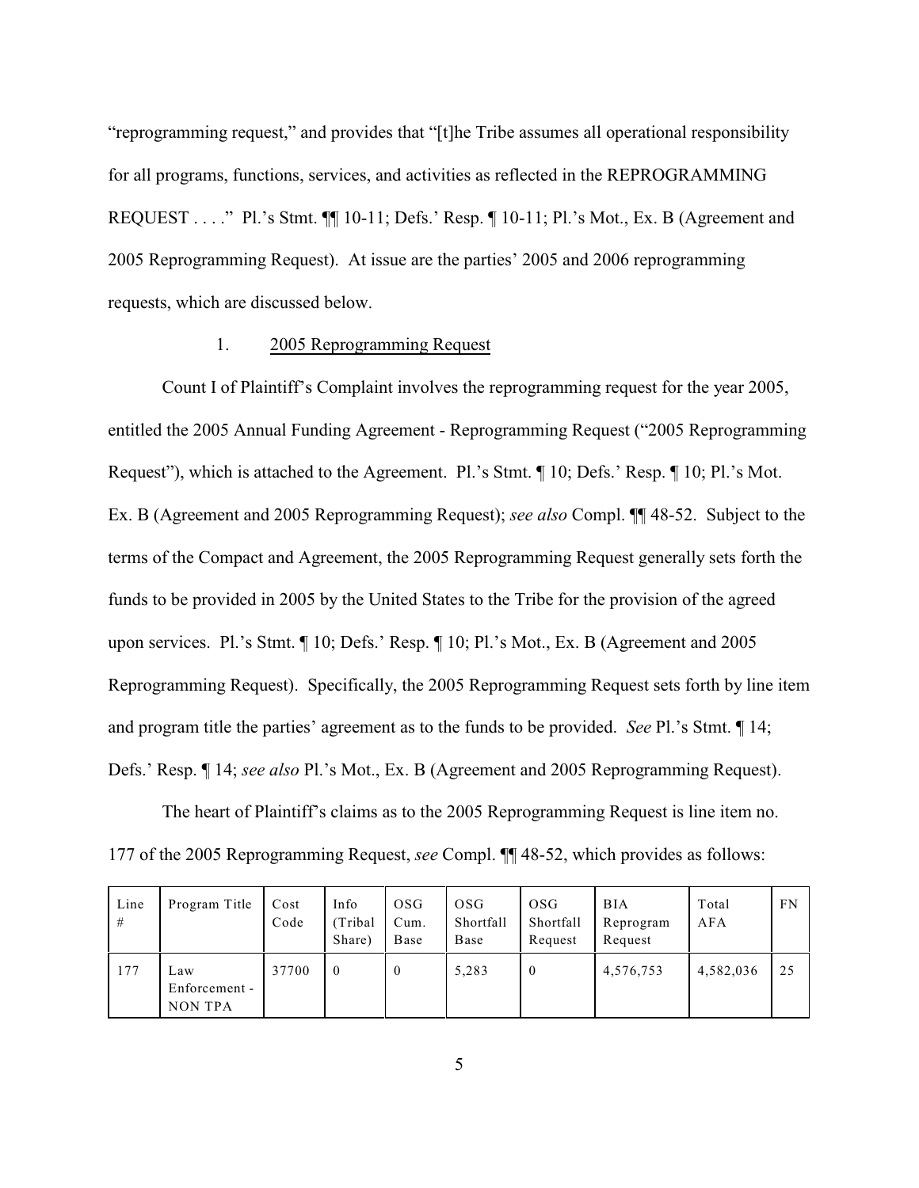"reprogramming request," and provides that "[t]he Tribe assumes all operational responsibility for all programs, functions, services, and activities as reflected in the REPROGRAMMING REQUEST . . . ." Pl.'s Stmt. ¶¶ 10-11; Defs.' Resp. ¶ 10-11; Pl.'s Mot., Ex. B (Agreement and 2005 Reprogramming Request). At issue are the parties' 2005 and 2006 reprogramming requests, which are discussed below.

### 1. 2005 Reprogramming Request

Count I of Plaintiff's Complaint involves the reprogramming request for the year 2005, entitled the 2005 Annual Funding Agreement - Reprogramming Request ("2005 Reprogramming Request"), which is attached to the Agreement. Pl.'s Stmt. ¶ 10; Defs.' Resp. ¶ 10; Pl.'s Mot. Ex. B (Agreement and 2005 Reprogramming Request); *see also* Compl. ¶¶ 48-52. Subject to the terms of the Compact and Agreement, the 2005 Reprogramming Request generally sets forth the funds to be provided in 2005 by the United States to the Tribe for the provision of the agreed upon services. Pl.'s Stmt. ¶ 10; Defs.' Resp. ¶ 10; Pl.'s Mot., Ex. B (Agreement and 2005 Reprogramming Request). Specifically, the 2005 Reprogramming Request sets forth by line item and program title the parties' agreement as to the funds to be provided. *See* Pl.'s Stmt. ¶ 14; Defs.' Resp. ¶ 14; *see also* Pl.'s Mot., Ex. B (Agreement and 2005 Reprogramming Request).

The heart of Plaintiff's claims as to the 2005 Reprogramming Request is line item no. 177 of the 2005 Reprogramming Request, *see* Compl. ¶¶ 48-52, which provides as follows:

| Line # | Program Title | Cost Code | Info (Tribal Share) | OSG Cum. Base | OSG Shortfall Base | OSG Shortfall Request | BIA Reprogram Request | Total AFA | FN |
|---|---|---|---|---|---|---|---|---|---|
| 177 | Law Enforcement - NON TPA | 37700 | 0 | 0 | 5,283 | 0 | 4,576,753 | 4,582,036 | 25 |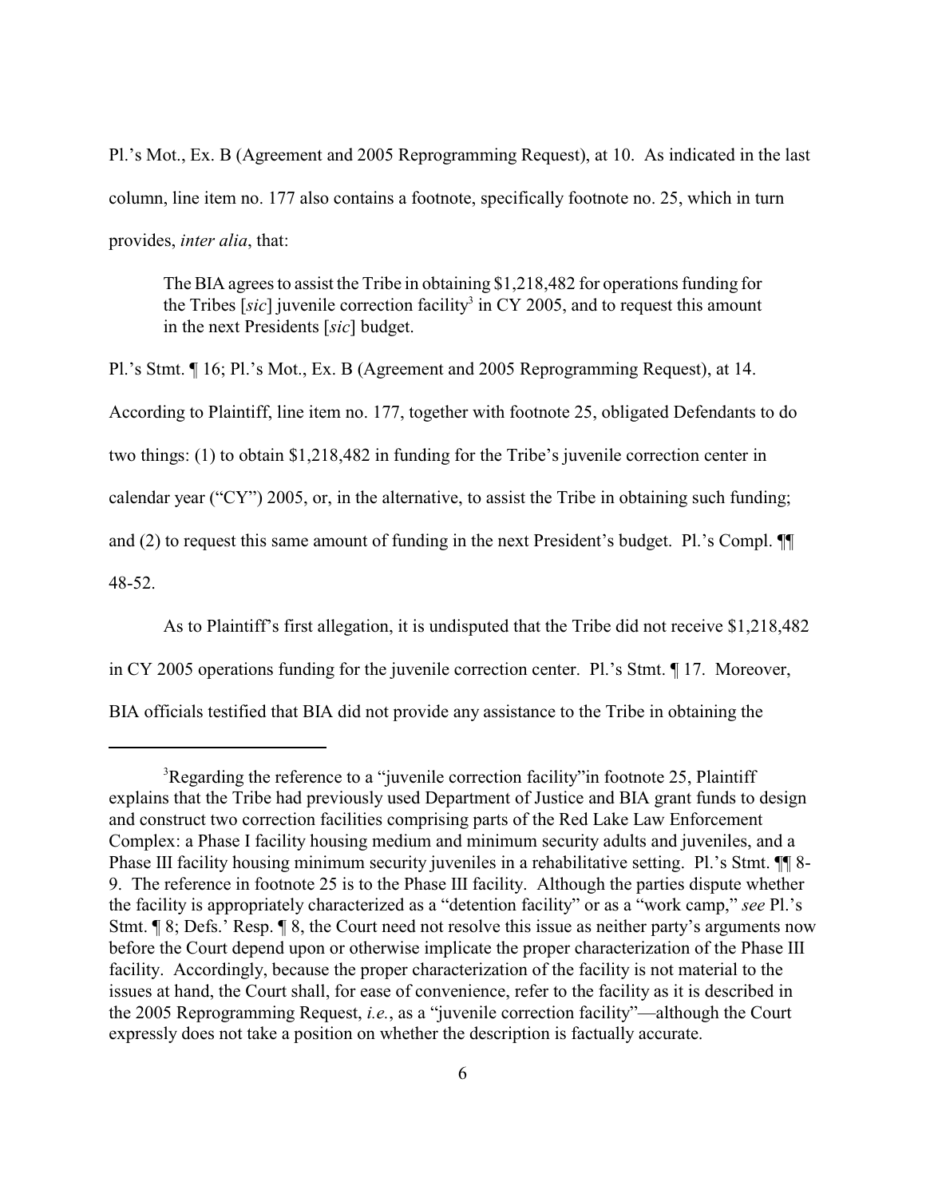Pl.'s Mot., Ex. B (Agreement and 2005 Reprogramming Request), at 10. As indicated in the last column, line item no. 177 also contains a footnote, specifically footnote no. 25, which in turn provides, *inter alia*, that:

> The BIA agrees to assist the Tribe in obtaining $1,218,482 for operations funding for the Tribes [*sic*] juvenile correction facility[3] in CY 2005, and to request this amount in the next Presidents [*sic*] budget.

Pl.'s Stmt. ¶ 16; Pl.'s Mot., Ex. B (Agreement and 2005 Reprogramming Request), at 14. According to Plaintiff, line item no. 177, together with footnote 25, obligated Defendants to do two things: (1) to obtain $1,218,482 in funding for the Tribe's juvenile correction center in calendar year ("CY") 2005, or, in the alternative, to assist the Tribe in obtaining such funding; and (2) to request this same amount of funding in the next President's budget. Pl.'s Compl. ¶¶ 48-52.

As to Plaintiff's first allegation, it is undisputed that the Tribe did not receive $1,218,482 in CY 2005 operations funding for the juvenile correction center. Pl.'s Stmt. ¶ 17. Moreover, BIA officials testified that BIA did not provide any assistance to the Tribe in obtaining the

---

[3] Regarding the reference to a "juvenile correction facility" in footnote 25, Plaintiff explains that the Tribe had previously used Department of Justice and BIA grant funds to design and construct two correction facilities comprising parts of the Red Lake Law Enforcement Complex: a Phase I facility housing medium and minimum security adults and juveniles, and a Phase III facility housing minimum security juveniles in a rehabilitative setting. Pl.'s Stmt. ¶¶ 8-9. The reference in footnote 25 is to the Phase III facility. Although the parties dispute whether the facility is appropriately characterized as a "detention facility" or as a "work camp," *see* Pl.'s Stmt. ¶ 8; Defs.' Resp. ¶ 8, the Court need not resolve this issue as neither party's arguments now before the Court depend upon or otherwise implicate the proper characterization of the Phase III facility. Accordingly, because the proper characterization of the facility is not material to the issues at hand, the Court shall, for ease of convenience, refer to the facility as it is described in the 2005 Reprogramming Request, *i.e.*, as a "juvenile correction facility"—although the Court expressly does not take a position on whether the description is factually accurate.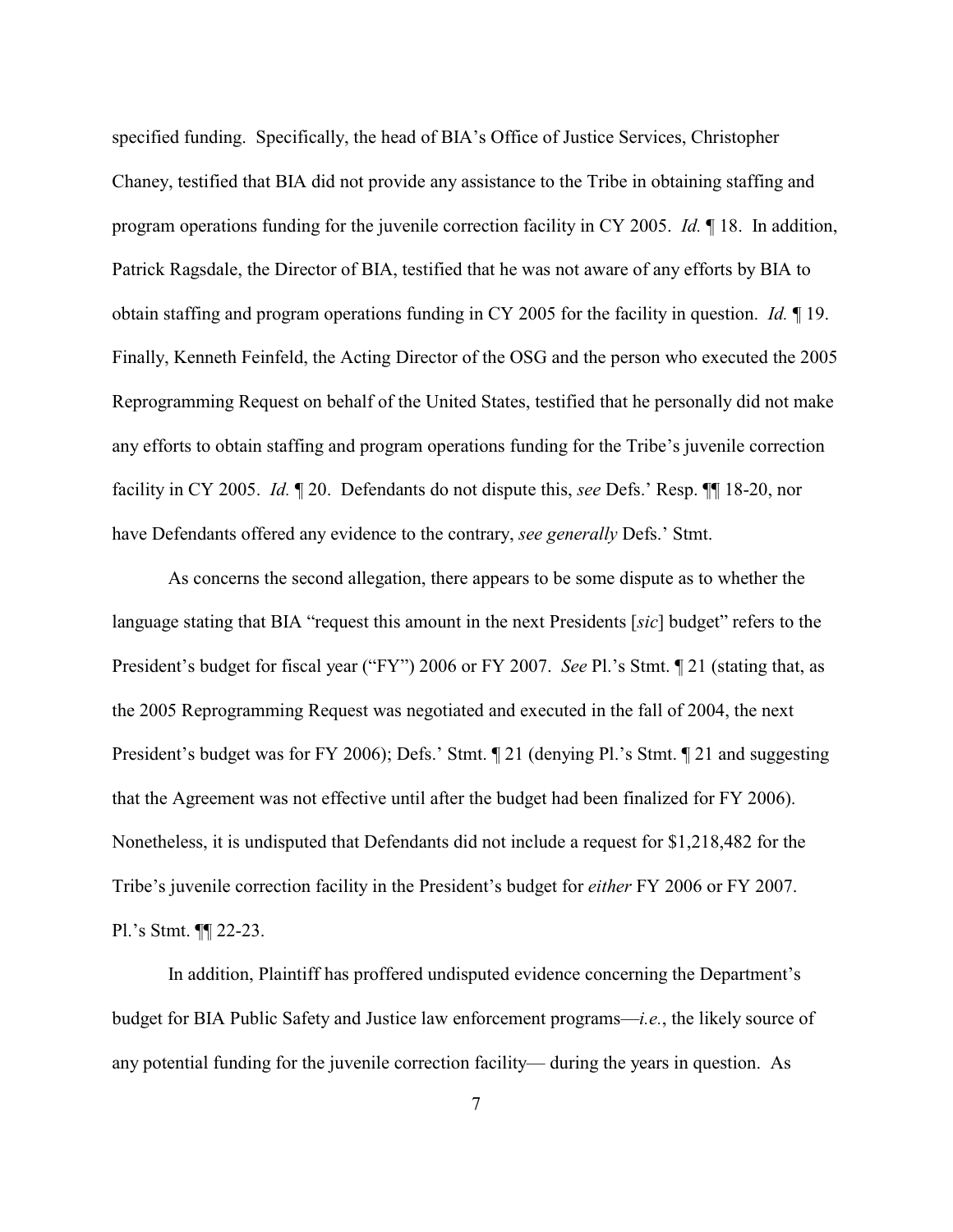specified funding. Specifically, the head of BIA's Office of Justice Services, Christopher Chaney, testified that BIA did not provide any assistance to the Tribe in obtaining staffing and program operations funding for the juvenile correction facility in CY 2005. *Id.* ¶ 18. In addition, Patrick Ragsdale, the Director of BIA, testified that he was not aware of any efforts by BIA to obtain staffing and program operations funding in CY 2005 for the facility in question. *Id.* ¶ 19. Finally, Kenneth Feinfeld, the Acting Director of the OSG and the person who executed the 2005 Reprogramming Request on behalf of the United States, testified that he personally did not make any efforts to obtain staffing and program operations funding for the Tribe's juvenile correction facility in CY 2005. *Id.* ¶ 20. Defendants do not dispute this, *see* Defs.' Resp. ¶¶ 18-20, nor have Defendants offered any evidence to the contrary, *see generally* Defs.' Stmt.

As concerns the second allegation, there appears to be some dispute as to whether the language stating that BIA "request this amount in the next Presidents [*sic*] budget" refers to the President's budget for fiscal year ("FY") 2006 or FY 2007. *See* Pl.'s Stmt. ¶ 21 (stating that, as the 2005 Reprogramming Request was negotiated and executed in the fall of 2004, the next President's budget was for FY 2006); Defs.' Stmt. ¶ 21 (denying Pl.'s Stmt. ¶ 21 and suggesting that the Agreement was not effective until after the budget had been finalized for FY 2006). Nonetheless, it is undisputed that Defendants did not include a request for $1,218,482 for the Tribe's juvenile correction facility in the President's budget for *either* FY 2006 or FY 2007. Pl.'s Stmt. ¶¶ 22-23.

In addition, Plaintiff has proffered undisputed evidence concerning the Department's budget for BIA Public Safety and Justice law enforcement programs—*i.e.*, the likely source of any potential funding for the juvenile correction facility— during the years in question. As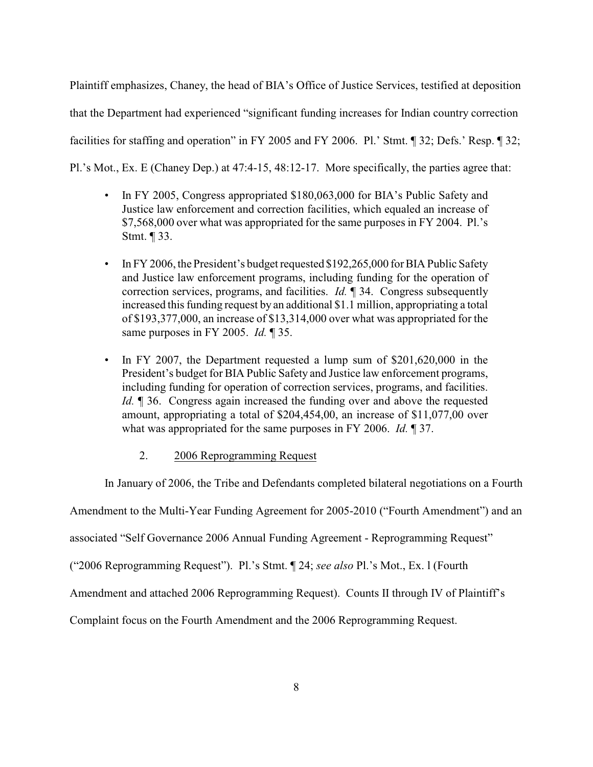Plaintiff emphasizes, Chaney, the head of BIA's Office of Justice Services, testified at deposition that the Department had experienced "significant funding increases for Indian country correction facilities for staffing and operation" in FY 2005 and FY 2006. Pl.' Stmt. ¶ 32; Defs.' Resp. ¶ 32; Pl.'s Mot., Ex. E (Chaney Dep.) at 47:4-15, 48:12-17. More specifically, the parties agree that:

- In FY 2005, Congress appropriated $180,063,000 for BIA's Public Safety and Justice law enforcement and correction facilities, which equaled an increase of $7,568,000 over what was appropriated for the same purposes in FY 2004. Pl.'s Stmt. ¶ 33.
- In FY 2006, the President's budget requested $192,265,000 for BIA Public Safety and Justice law enforcement programs, including funding for the operation of correction services, programs, and facilities. *Id.* ¶ 34. Congress subsequently increased this funding request by an additional $1.1 million, appropriating a total of $193,377,000, an increase of $13,314,000 over what was appropriated for the same purposes in FY 2005. *Id.* ¶ 35.
- In FY 2007, the Department requested a lump sum of $201,620,000 in the President's budget for BIA Public Safety and Justice law enforcement programs, including funding for operation of correction services, programs, and facilities. *Id.* ¶ 36. Congress again increased the funding over and above the requested amount, appropriating a total of $204,454,00, an increase of $11,077,00 over what was appropriated for the same purposes in FY 2006. *Id.* ¶ 37.

2. <u>2006 Reprogramming Request</u>

In January of 2006, the Tribe and Defendants completed bilateral negotiations on a Fourth Amendment to the Multi-Year Funding Agreement for 2005-2010 ("Fourth Amendment") and an associated "Self Governance 2006 Annual Funding Agreement - Reprogramming Request" ("2006 Reprogramming Request"). Pl.'s Stmt. ¶ 24; *see also* Pl.'s Mot., Ex. l (Fourth Amendment and attached 2006 Reprogramming Request). Counts II through IV of Plaintiff's Complaint focus on the Fourth Amendment and the 2006 Reprogramming Request.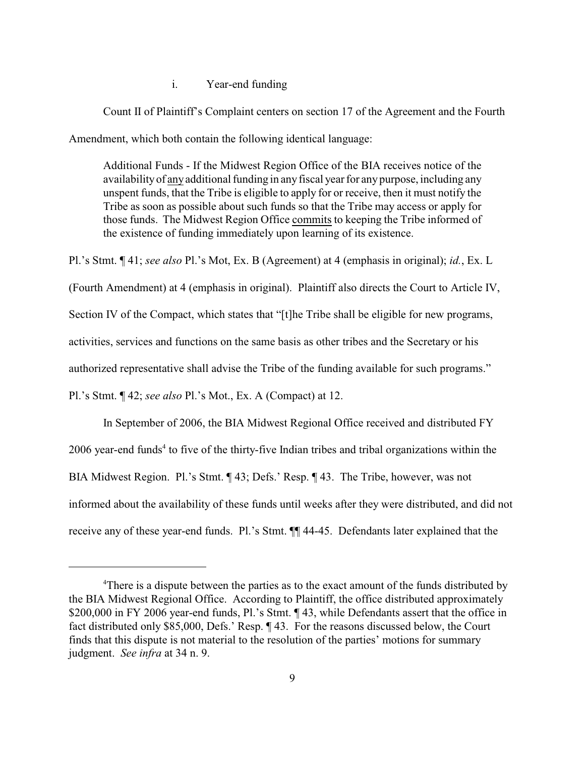i. Year-end funding

Count II of Plaintiff's Complaint centers on section 17 of the Agreement and the Fourth Amendment, which both contain the following identical language:

> Additional Funds - If the Midwest Region Office of the BIA receives notice of the availability of <u>any</u> additional funding in any fiscal year for any purpose, including any unspent funds, that the Tribe is eligible to apply for or receive, then it must notify the Tribe as soon as possible about such funds so that the Tribe may access or apply for those funds. The Midwest Region Office <u>commits</u> to keeping the Tribe informed of the existence of funding immediately upon learning of its existence.

Pl.'s Stmt. ¶ 41; *see also* Pl.'s Mot, Ex. B (Agreement) at 4 (emphasis in original); *id.*, Ex. L (Fourth Amendment) at 4 (emphasis in original). Plaintiff also directs the Court to Article IV, Section IV of the Compact, which states that "[t]he Tribe shall be eligible for new programs, activities, services and functions on the same basis as other tribes and the Secretary or his authorized representative shall advise the Tribe of the funding available for such programs." Pl.'s Stmt. ¶ 42; *see also* Pl.'s Mot., Ex. A (Compact) at 12.

In September of 2006, the BIA Midwest Regional Office received and distributed FY 2006 year-end funds[4] to five of the thirty-five Indian tribes and tribal organizations within the BIA Midwest Region. Pl.'s Stmt. ¶ 43; Defs.' Resp. ¶ 43. The Tribe, however, was not informed about the availability of these funds until weeks after they were distributed, and did not receive any of these year-end funds. Pl.'s Stmt. ¶¶ 44-45. Defendants later explained that the

---

[4]There is a dispute between the parties as to the exact amount of the funds distributed by the BIA Midwest Regional Office. According to Plaintiff, the office distributed approximately $200,000 in FY 2006 year-end funds, Pl.'s Stmt. ¶ 43, while Defendants assert that the office in fact distributed only $85,000, Defs.' Resp. ¶ 43. For the reasons discussed below, the Court finds that this dispute is not material to the resolution of the parties' motions for summary judgment. *See infra* at 34 n. 9.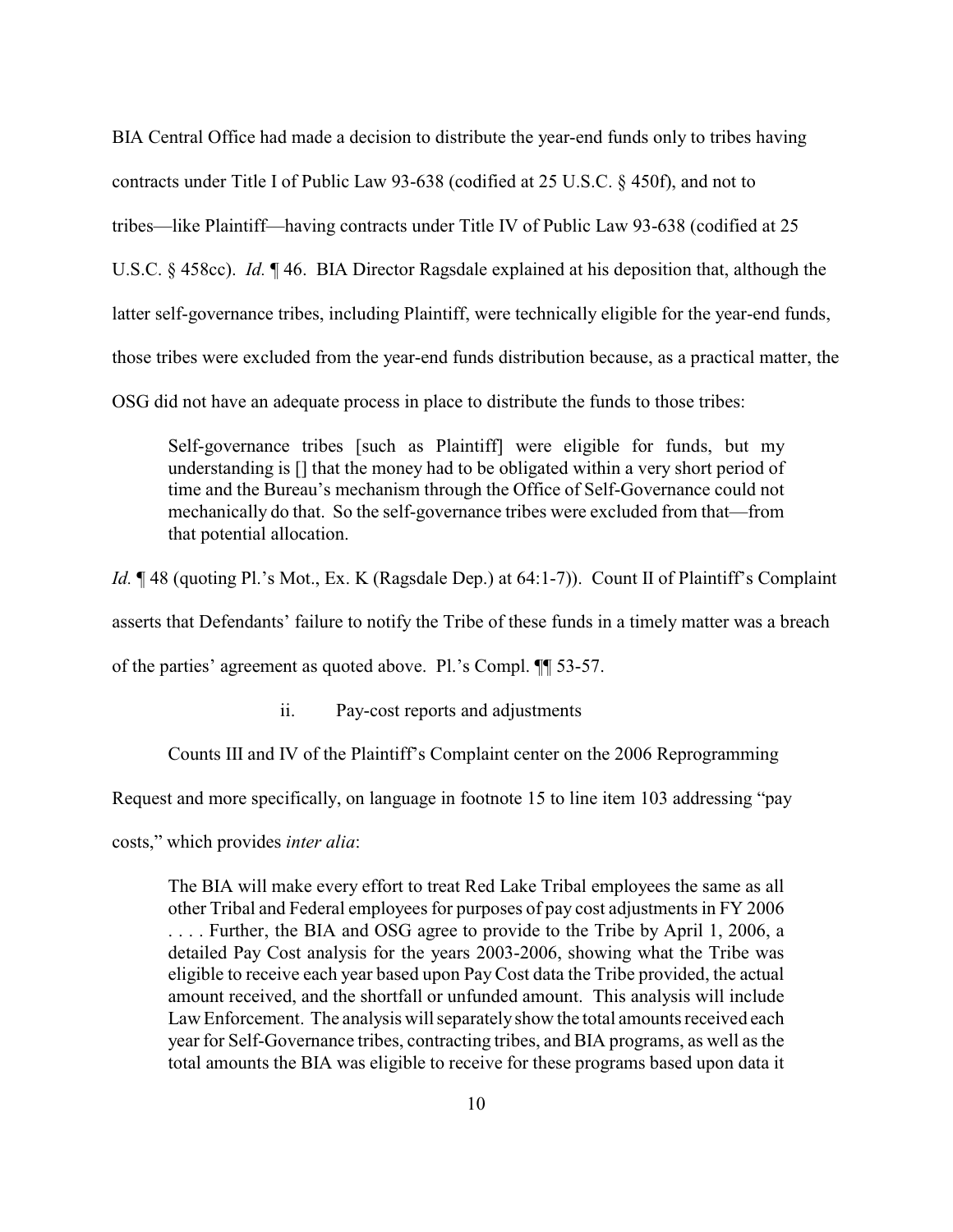BIA Central Office had made a decision to distribute the year-end funds only to tribes having contracts under Title I of Public Law 93-638 (codified at 25 U.S.C. § 450f), and not to tribes—like Plaintiff—having contracts under Title IV of Public Law 93-638 (codified at 25 U.S.C. § 458cc). *Id.* ¶ 46. BIA Director Ragsdale explained at his deposition that, although the latter self-governance tribes, including Plaintiff, were technically eligible for the year-end funds, those tribes were excluded from the year-end funds distribution because, as a practical matter, the OSG did not have an adequate process in place to distribute the funds to those tribes:

> Self-governance tribes [such as Plaintiff] were eligible for funds, but my understanding is [] that the money had to be obligated within a very short period of time and the Bureau's mechanism through the Office of Self-Governance could not mechanically do that. So the self-governance tribes were excluded from that—from that potential allocation.

*Id.* ¶ 48 (quoting Pl.'s Mot., Ex. K (Ragsdale Dep.) at 64:1-7)). Count II of Plaintiff's Complaint asserts that Defendants' failure to notify the Tribe of these funds in a timely matter was a breach of the parties' agreement as quoted above. Pl.'s Compl. ¶¶ 53-57.

ii. Pay-cost reports and adjustments

Counts III and IV of the Plaintiff's Complaint center on the 2006 Reprogramming Request and more specifically, on language in footnote 15 to line item 103 addressing "pay costs," which provides *inter alia*:

> The BIA will make every effort to treat Red Lake Tribal employees the same as all other Tribal and Federal employees for purposes of pay cost adjustments in FY 2006 . . . . Further, the BIA and OSG agree to provide to the Tribe by April 1, 2006, a detailed Pay Cost analysis for the years 2003-2006, showing what the Tribe was eligible to receive each year based upon Pay Cost data the Tribe provided, the actual amount received, and the shortfall or unfunded amount. This analysis will include Law Enforcement. The analysis will separately show the total amounts received each year for Self-Governance tribes, contracting tribes, and BIA programs, as well as the total amounts the BIA was eligible to receive for these programs based upon data it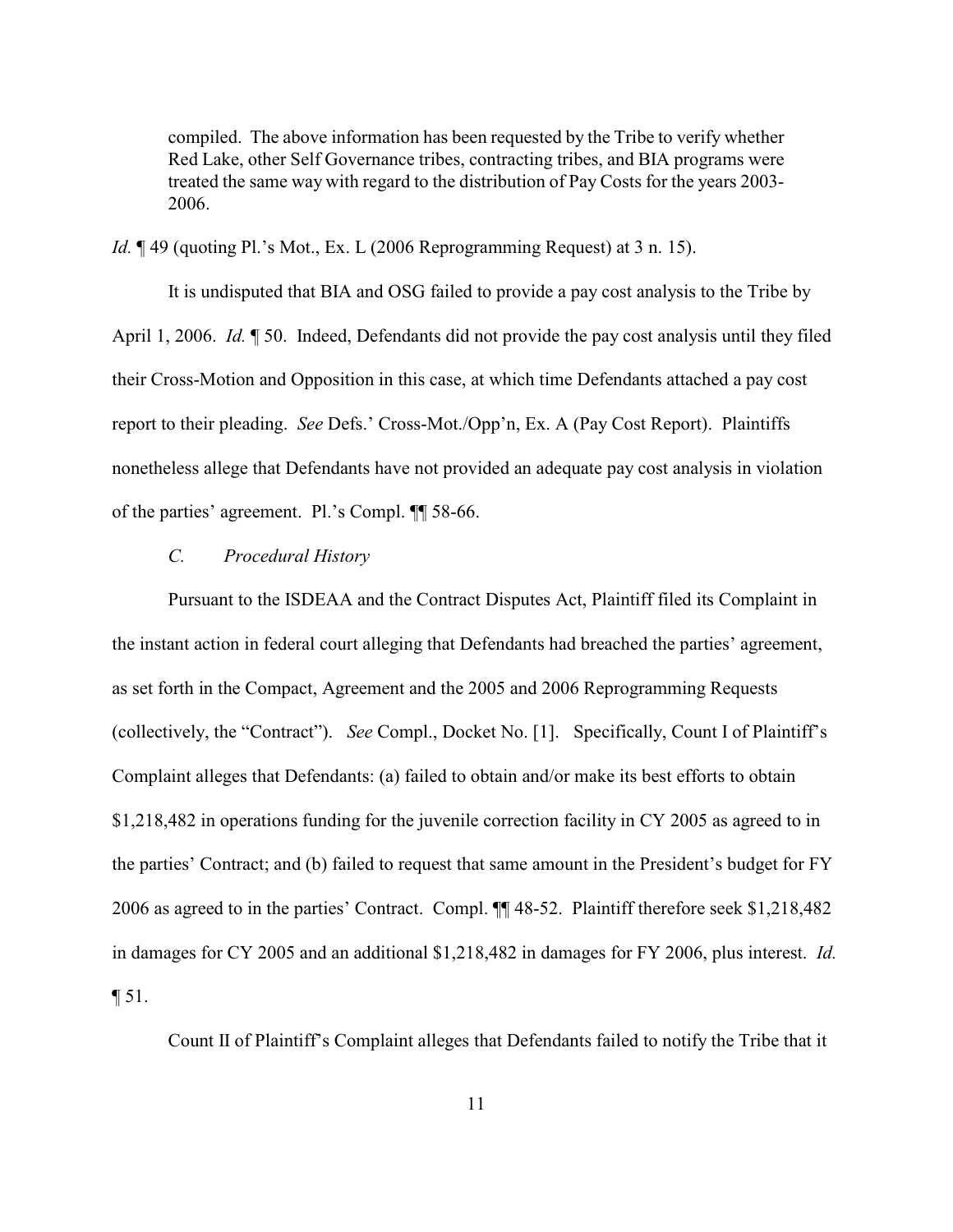> compiled. The above information has been requested by the Tribe to verify whether Red Lake, other Self Governance tribes, contracting tribes, and BIA programs were treated the same way with regard to the distribution of Pay Costs for the years 2003-2006.

*Id.* ¶ 49 (quoting Pl.'s Mot., Ex. L (2006 Reprogramming Request) at 3 n. 15).

It is undisputed that BIA and OSG failed to provide a pay cost analysis to the Tribe by April 1, 2006. *Id.* ¶ 50. Indeed, Defendants did not provide the pay cost analysis until they filed their Cross-Motion and Opposition in this case, at which time Defendants attached a pay cost report to their pleading. *See* Defs.' Cross-Mot./Opp'n, Ex. A (Pay Cost Report). Plaintiffs nonetheless allege that Defendants have not provided an adequate pay cost analysis in violation of the parties' agreement. Pl.'s Compl. ¶¶ 58-66.

### *C. Procedural History*

Pursuant to the ISDEAA and the Contract Disputes Act, Plaintiff filed its Complaint in the instant action in federal court alleging that Defendants had breached the parties' agreement, as set forth in the Compact, Agreement and the 2005 and 2006 Reprogramming Requests (collectively, the "Contract"). *See* Compl., Docket No. [1]. Specifically, Count I of Plaintiff's Complaint alleges that Defendants: (a) failed to obtain and/or make its best efforts to obtain $1,218,482 in operations funding for the juvenile correction facility in CY 2005 as agreed to in the parties' Contract; and (b) failed to request that same amount in the President's budget for FY 2006 as agreed to in the parties' Contract. Compl. ¶¶ 48-52. Plaintiff therefore seek $1,218,482 in damages for CY 2005 and an additional $1,218,482 in damages for FY 2006, plus interest. *Id.* ¶ 51.

Count II of Plaintiff's Complaint alleges that Defendants failed to notify the Tribe that it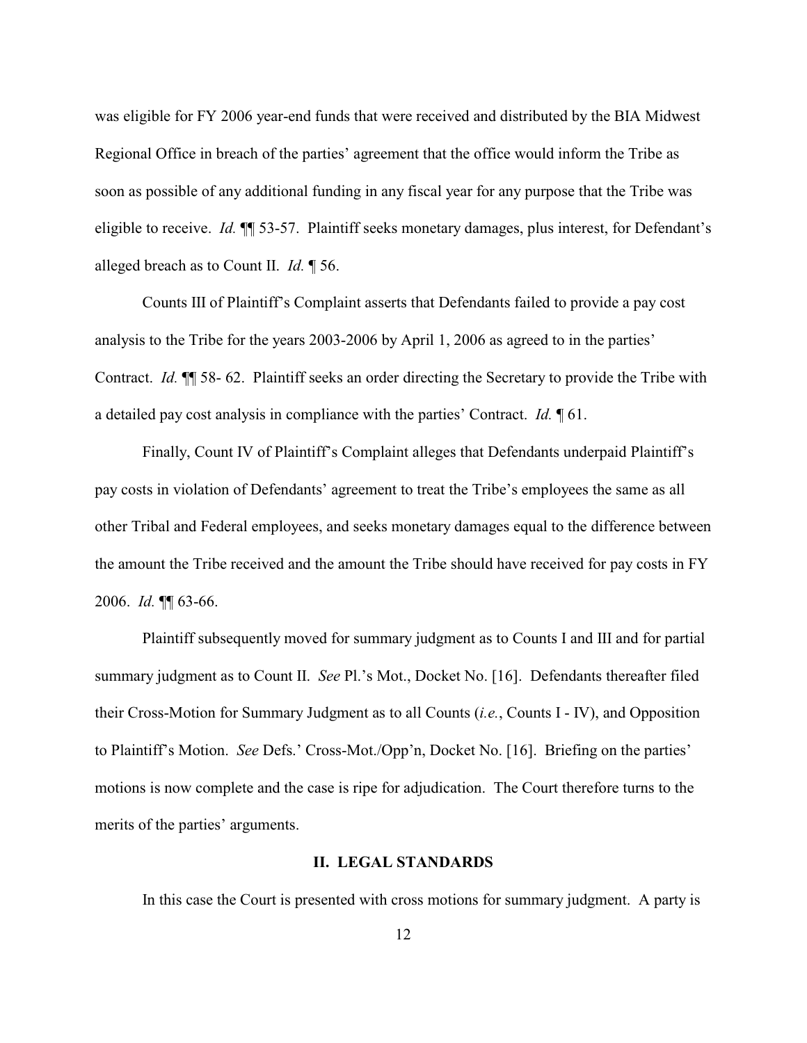was eligible for FY 2006 year-end funds that were received and distributed by the BIA Midwest Regional Office in breach of the parties' agreement that the office would inform the Tribe as soon as possible of any additional funding in any fiscal year for any purpose that the Tribe was eligible to receive. *Id.* ¶¶ 53-57. Plaintiff seeks monetary damages, plus interest, for Defendant's alleged breach as to Count II. *Id.* ¶ 56.

Counts III of Plaintiff's Complaint asserts that Defendants failed to provide a pay cost analysis to the Tribe for the years 2003-2006 by April 1, 2006 as agreed to in the parties' Contract. *Id.* ¶¶ 58- 62. Plaintiff seeks an order directing the Secretary to provide the Tribe with a detailed pay cost analysis in compliance with the parties' Contract. *Id.* ¶ 61.

Finally, Count IV of Plaintiff's Complaint alleges that Defendants underpaid Plaintiff's pay costs in violation of Defendants' agreement to treat the Tribe's employees the same as all other Tribal and Federal employees, and seeks monetary damages equal to the difference between the amount the Tribe received and the amount the Tribe should have received for pay costs in FY 2006. *Id.* ¶¶ 63-66.

Plaintiff subsequently moved for summary judgment as to Counts I and III and for partial summary judgment as to Count II. *See* Pl.'s Mot., Docket No. [16]. Defendants thereafter filed their Cross-Motion for Summary Judgment as to all Counts (*i.e.*, Counts I - IV), and Opposition to Plaintiff's Motion. *See* Defs.' Cross-Mot./Opp'n, Docket No. [16]. Briefing on the parties' motions is now complete and the case is ripe for adjudication. The Court therefore turns to the merits of the parties' arguments.

## II. LEGAL STANDARDS

In this case the Court is presented with cross motions for summary judgment. A party is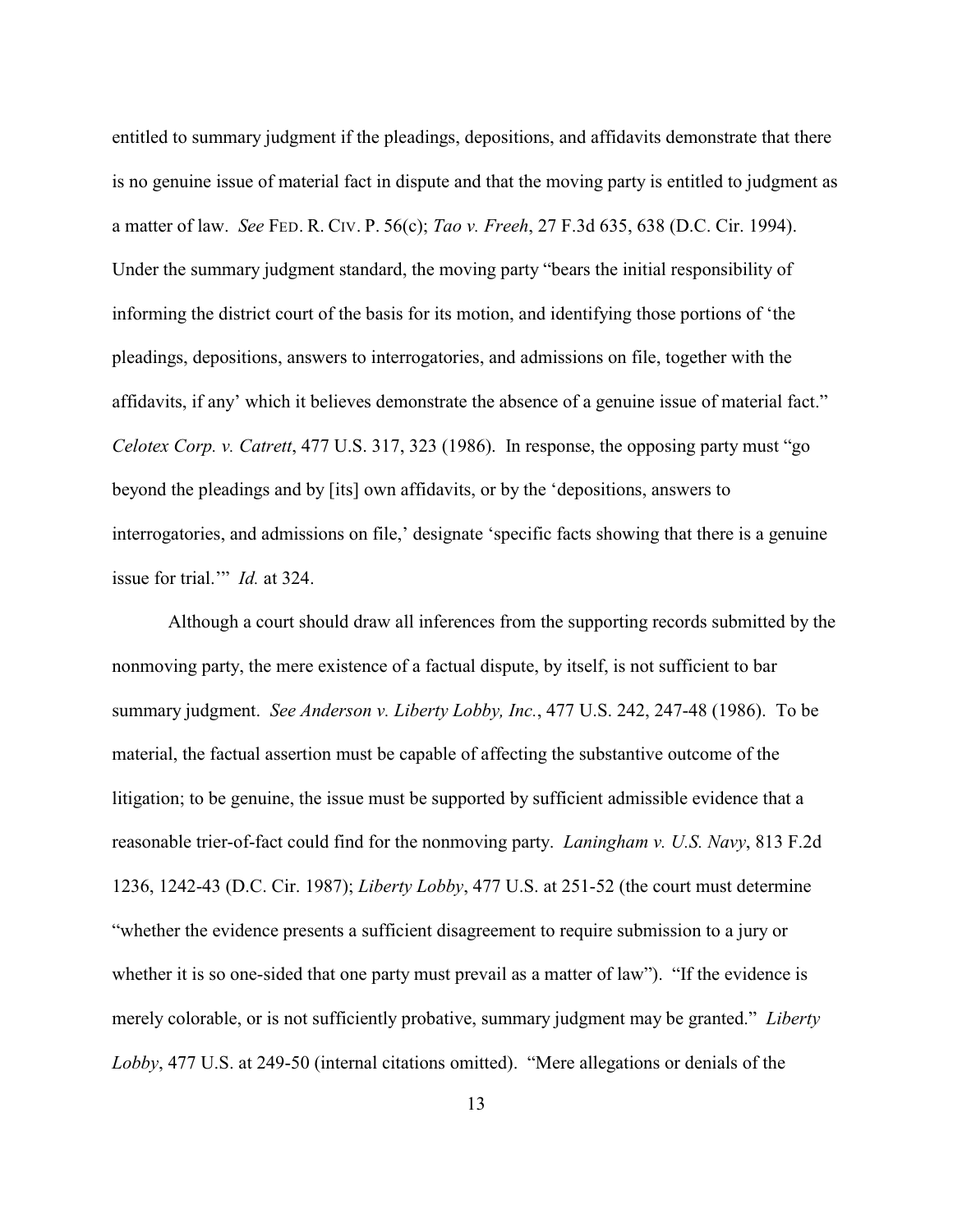entitled to summary judgment if the pleadings, depositions, and affidavits demonstrate that there is no genuine issue of material fact in dispute and that the moving party is entitled to judgment as a matter of law. *See* FED. R. CIV. P. 56(c); *Tao v. Freeh*, 27 F.3d 635, 638 (D.C. Cir. 1994). Under the summary judgment standard, the moving party "bears the initial responsibility of informing the district court of the basis for its motion, and identifying those portions of 'the pleadings, depositions, answers to interrogatories, and admissions on file, together with the affidavits, if any' which it believes demonstrate the absence of a genuine issue of material fact." *Celotex Corp. v. Catrett*, 477 U.S. 317, 323 (1986). In response, the opposing party must "go beyond the pleadings and by [its] own affidavits, or by the 'depositions, answers to interrogatories, and admissions on file,' designate 'specific facts showing that there is a genuine issue for trial.'" *Id.* at 324.

Although a court should draw all inferences from the supporting records submitted by the nonmoving party, the mere existence of a factual dispute, by itself, is not sufficient to bar summary judgment. *See Anderson v. Liberty Lobby, Inc.*, 477 U.S. 242, 247-48 (1986). To be material, the factual assertion must be capable of affecting the substantive outcome of the litigation; to be genuine, the issue must be supported by sufficient admissible evidence that a reasonable trier-of-fact could find for the nonmoving party. *Laningham v. U.S. Navy*, 813 F.2d 1236, 1242-43 (D.C. Cir. 1987); *Liberty Lobby*, 477 U.S. at 251-52 (the court must determine "whether the evidence presents a sufficient disagreement to require submission to a jury or whether it is so one-sided that one party must prevail as a matter of law"). "If the evidence is merely colorable, or is not sufficiently probative, summary judgment may be granted." *Liberty Lobby*, 477 U.S. at 249-50 (internal citations omitted). "Mere allegations or denials of the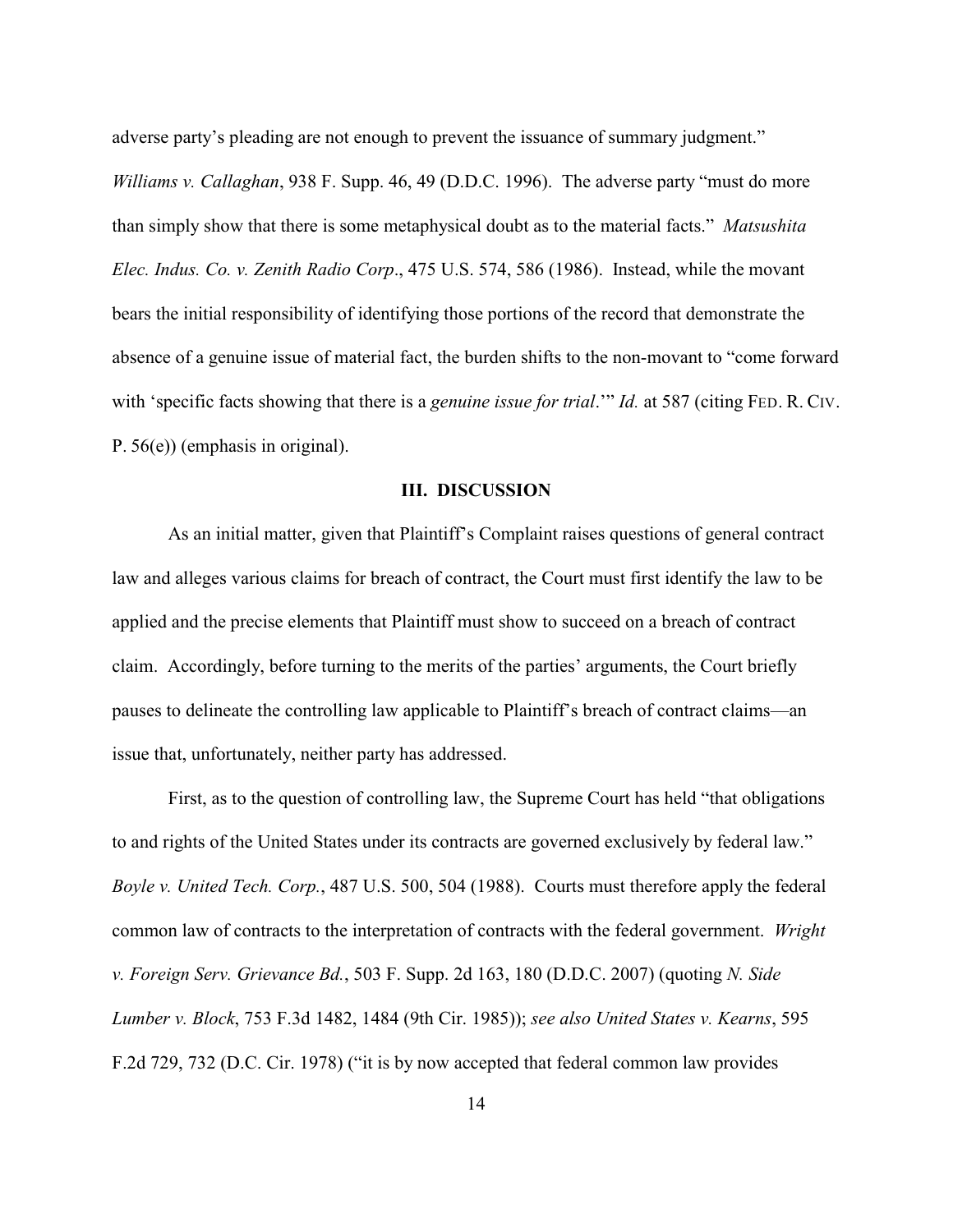adverse party's pleading are not enough to prevent the issuance of summary judgment." *Williams v. Callaghan*, 938 F. Supp. 46, 49 (D.D.C. 1996). The adverse party "must do more than simply show that there is some metaphysical doubt as to the material facts." *Matsushita Elec. Indus. Co. v. Zenith Radio Corp*., 475 U.S. 574, 586 (1986). Instead, while the movant bears the initial responsibility of identifying those portions of the record that demonstrate the absence of a genuine issue of material fact, the burden shifts to the non-movant to "come forward with 'specific facts showing that there is a *genuine issue for trial*.'" *Id.* at 587 (citing FED. R. CIV. P. 56(e)) (emphasis in original).

## III. DISCUSSION

As an initial matter, given that Plaintiff's Complaint raises questions of general contract law and alleges various claims for breach of contract, the Court must first identify the law to be applied and the precise elements that Plaintiff must show to succeed on a breach of contract claim. Accordingly, before turning to the merits of the parties' arguments, the Court briefly pauses to delineate the controlling law applicable to Plaintiff's breach of contract claims—an issue that, unfortunately, neither party has addressed.

First, as to the question of controlling law, the Supreme Court has held "that obligations to and rights of the United States under its contracts are governed exclusively by federal law." *Boyle v. United Tech. Corp.*, 487 U.S. 500, 504 (1988). Courts must therefore apply the federal common law of contracts to the interpretation of contracts with the federal government. *Wright v. Foreign Serv. Grievance Bd.*, 503 F. Supp. 2d 163, 180 (D.D.C. 2007) (quoting *N. Side Lumber v. Block*, 753 F.3d 1482, 1484 (9th Cir. 1985)); *see also United States v. Kearns*, 595 F.2d 729, 732 (D.C. Cir. 1978) ("it is by now accepted that federal common law provides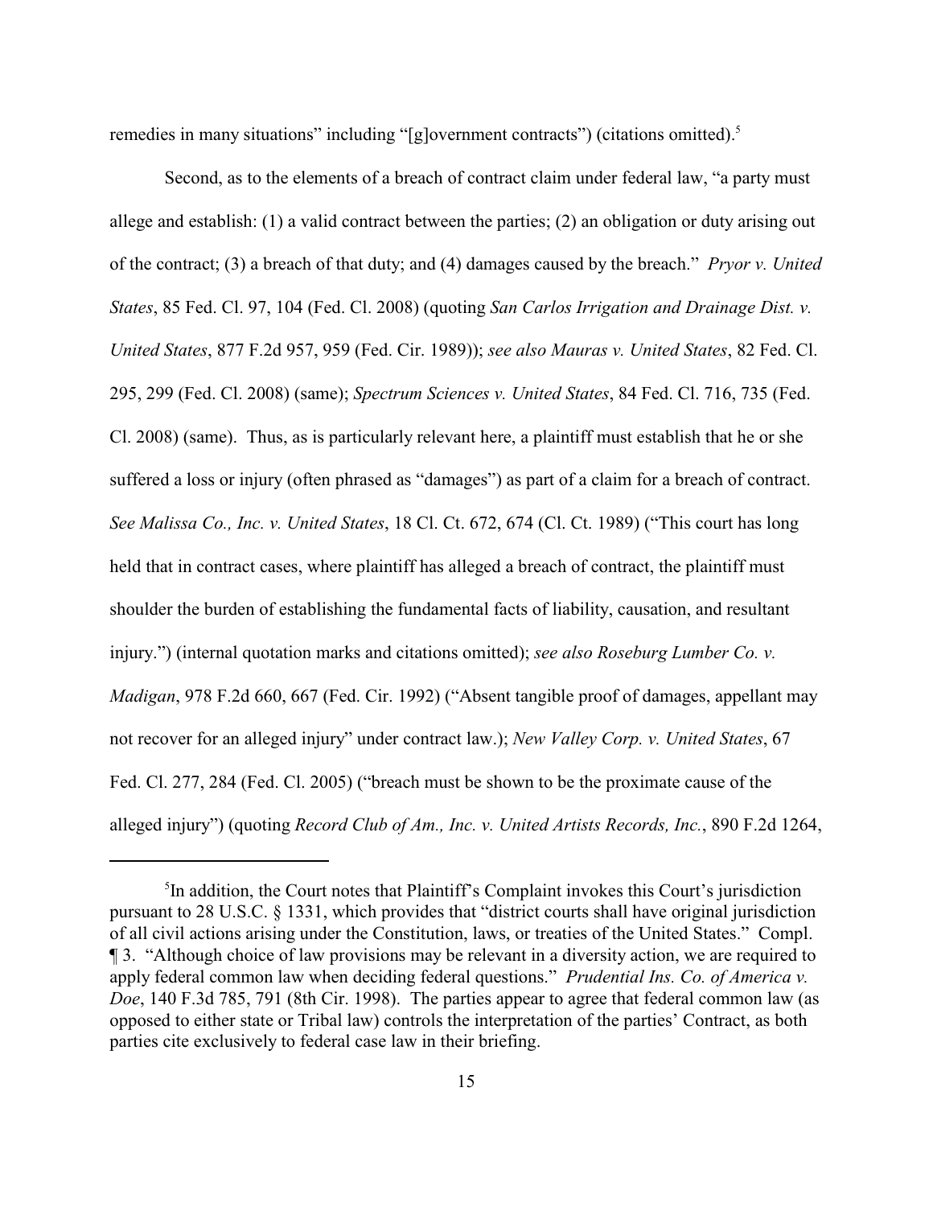remedies in many situations" including "[g]overnment contracts") (citations omitted).[5]

Second, as to the elements of a breach of contract claim under federal law, "a party must allege and establish: (1) a valid contract between the parties; (2) an obligation or duty arising out of the contract; (3) a breach of that duty; and (4) damages caused by the breach." *Pryor v. United States*, 85 Fed. Cl. 97, 104 (Fed. Cl. 2008) (quoting *San Carlos Irrigation and Drainage Dist. v. United States*, 877 F.2d 957, 959 (Fed. Cir. 1989)); *see also Mauras v. United States*, 82 Fed. Cl. 295, 299 (Fed. Cl. 2008) (same); *Spectrum Sciences v. United States*, 84 Fed. Cl. 716, 735 (Fed. Cl. 2008) (same). Thus, as is particularly relevant here, a plaintiff must establish that he or she suffered a loss or injury (often phrased as "damages") as part of a claim for a breach of contract. *See Malissa Co., Inc. v. United States*, 18 Cl. Ct. 672, 674 (Cl. Ct. 1989) ("This court has long held that in contract cases, where plaintiff has alleged a breach of contract, the plaintiff must shoulder the burden of establishing the fundamental facts of liability, causation, and resultant injury.") (internal quotation marks and citations omitted); *see also Roseburg Lumber Co. v. Madigan*, 978 F.2d 660, 667 (Fed. Cir. 1992) ("Absent tangible proof of damages, appellant may not recover for an alleged injury" under contract law.); *New Valley Corp. v. United States*, 67 Fed. Cl. 277, 284 (Fed. Cl. 2005) ("breach must be shown to be the proximate cause of the alleged injury") (quoting *Record Club of Am., Inc. v. United Artists Records, Inc.*, 890 F.2d 1264,

---

[5]In addition, the Court notes that Plaintiff's Complaint invokes this Court's jurisdiction pursuant to 28 U.S.C. § 1331, which provides that "district courts shall have original jurisdiction of all civil actions arising under the Constitution, laws, or treaties of the United States." Compl. ¶ 3. "Although choice of law provisions may be relevant in a diversity action, we are required to apply federal common law when deciding federal questions." *Prudential Ins. Co. of America v. Doe*, 140 F.3d 785, 791 (8th Cir. 1998). The parties appear to agree that federal common law (as opposed to either state or Tribal law) controls the interpretation of the parties' Contract, as both parties cite exclusively to federal case law in their briefing.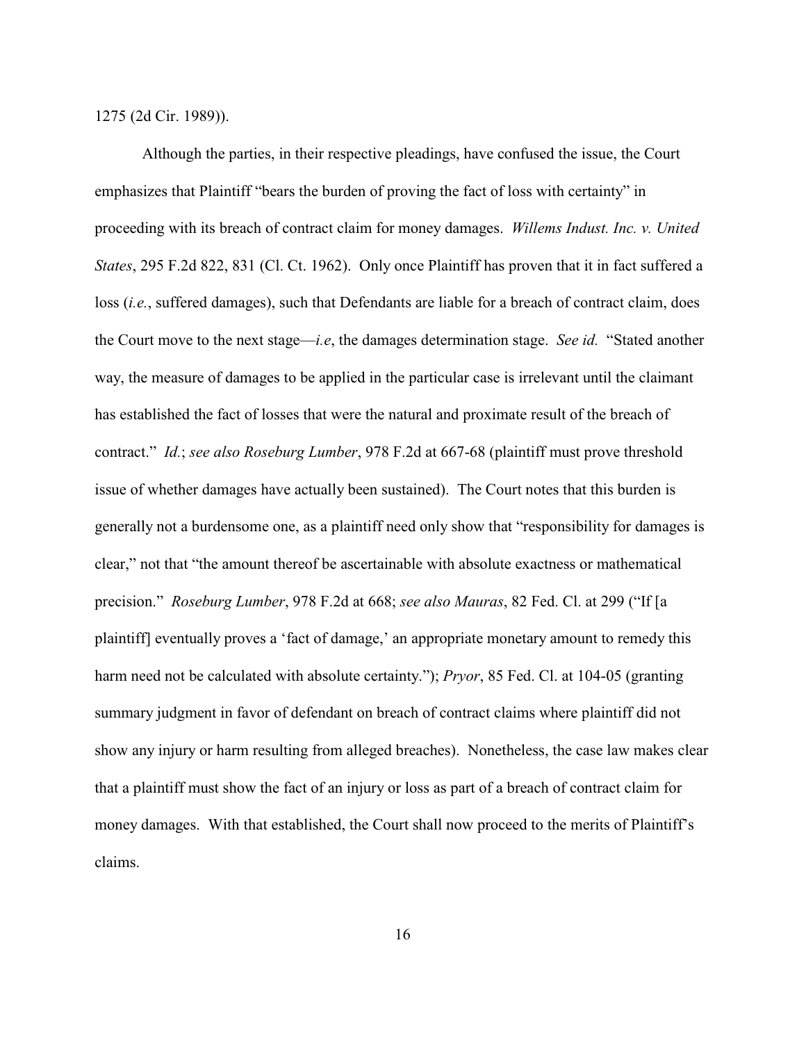1275 (2d Cir. 1989)).

Although the parties, in their respective pleadings, have confused the issue, the Court emphasizes that Plaintiff "bears the burden of proving the fact of loss with certainty" in proceeding with its breach of contract claim for money damages. *Willems Indust. Inc. v. United States*, 295 F.2d 822, 831 (Cl. Ct. 1962). Only once Plaintiff has proven that it in fact suffered a loss (*i.e.*, suffered damages), such that Defendants are liable for a breach of contract claim, does the Court move to the next stage—*i.e*, the damages determination stage. *See id.* "Stated another way, the measure of damages to be applied in the particular case is irrelevant until the claimant has established the fact of losses that were the natural and proximate result of the breach of contract." *Id.*; *see also Roseburg Lumber*, 978 F.2d at 667-68 (plaintiff must prove threshold issue of whether damages have actually been sustained). The Court notes that this burden is generally not a burdensome one, as a plaintiff need only show that "responsibility for damages is clear," not that "the amount thereof be ascertainable with absolute exactness or mathematical precision." *Roseburg Lumber*, 978 F.2d at 668; *see also Mauras*, 82 Fed. Cl. at 299 ("If [a plaintiff] eventually proves a 'fact of damage,' an appropriate monetary amount to remedy this harm need not be calculated with absolute certainty."); *Pryor*, 85 Fed. Cl. at 104-05 (granting summary judgment in favor of defendant on breach of contract claims where plaintiff did not show any injury or harm resulting from alleged breaches). Nonetheless, the case law makes clear that a plaintiff must show the fact of an injury or loss as part of a breach of contract claim for money damages. With that established, the Court shall now proceed to the merits of Plaintiff's claims.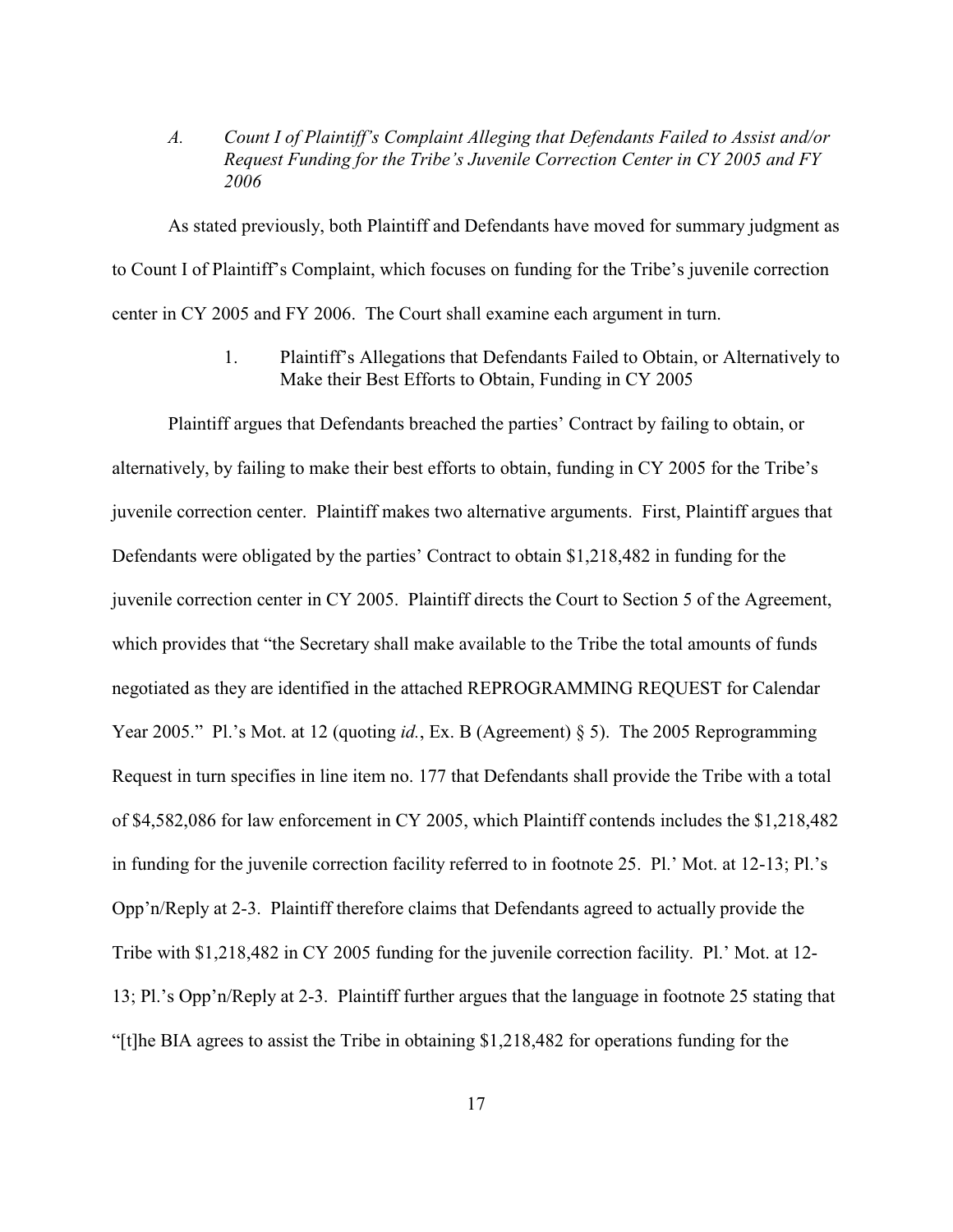*A. Count I of Plaintiff's Complaint Alleging that Defendants Failed to Assist and/or Request Funding for the Tribe's Juvenile Correction Center in CY 2005 and FY 2006*

As stated previously, both Plaintiff and Defendants have moved for summary judgment as to Count I of Plaintiff's Complaint, which focuses on funding for the Tribe's juvenile correction center in CY 2005 and FY 2006. The Court shall examine each argument in turn.

1. Plaintiff's Allegations that Defendants Failed to Obtain, or Alternatively to Make their Best Efforts to Obtain, Funding in CY 2005

Plaintiff argues that Defendants breached the parties' Contract by failing to obtain, or alternatively, by failing to make their best efforts to obtain, funding in CY 2005 for the Tribe's juvenile correction center. Plaintiff makes two alternative arguments. First, Plaintiff argues that Defendants were obligated by the parties' Contract to obtain $1,218,482 in funding for the juvenile correction center in CY 2005. Plaintiff directs the Court to Section 5 of the Agreement, which provides that "the Secretary shall make available to the Tribe the total amounts of funds negotiated as they are identified in the attached REPROGRAMMING REQUEST for Calendar Year 2005." Pl.'s Mot. at 12 (quoting *id.*, Ex. B (Agreement) § 5). The 2005 Reprogramming Request in turn specifies in line item no. 177 that Defendants shall provide the Tribe with a total of $4,582,086 for law enforcement in CY 2005, which Plaintiff contends includes the $1,218,482 in funding for the juvenile correction facility referred to in footnote 25. Pl.' Mot. at 12-13; Pl.'s Opp'n/Reply at 2-3. Plaintiff therefore claims that Defendants agreed to actually provide the Tribe with $1,218,482 in CY 2005 funding for the juvenile correction facility. Pl.' Mot. at 12-13; Pl.'s Opp'n/Reply at 2-3. Plaintiff further argues that the language in footnote 25 stating that "[t]he BIA agrees to assist the Tribe in obtaining $1,218,482 for operations funding for the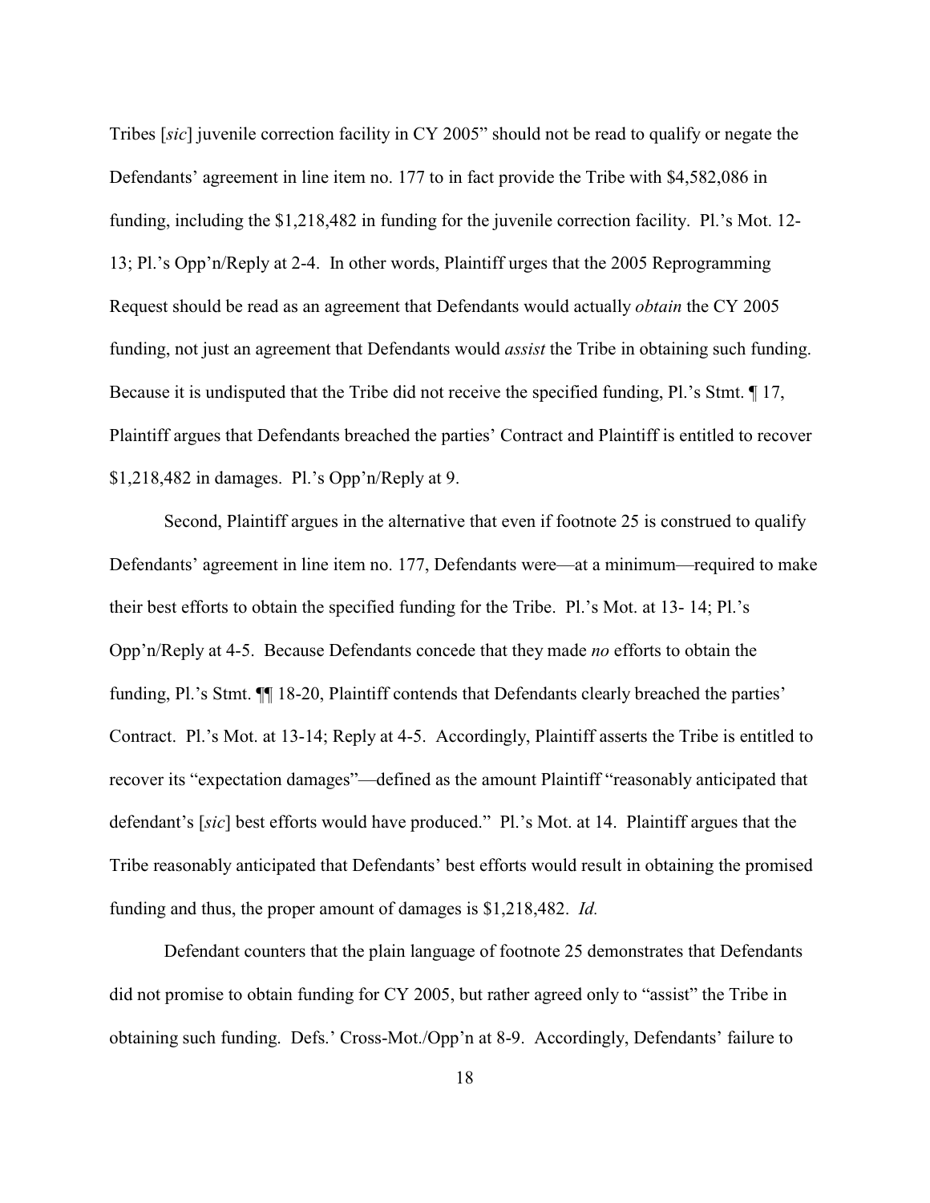Tribes [*sic*] juvenile correction facility in CY 2005" should not be read to qualify or negate the Defendants' agreement in line item no. 177 to in fact provide the Tribe with $4,582,086 in funding, including the $1,218,482 in funding for the juvenile correction facility. Pl.'s Mot. 12-13; Pl.'s Opp'n/Reply at 2-4. In other words, Plaintiff urges that the 2005 Reprogramming Request should be read as an agreement that Defendants would actually *obtain* the CY 2005 funding, not just an agreement that Defendants would *assist* the Tribe in obtaining such funding. Because it is undisputed that the Tribe did not receive the specified funding, Pl.'s Stmt. ¶ 17, Plaintiff argues that Defendants breached the parties' Contract and Plaintiff is entitled to recover $1,218,482 in damages. Pl.'s Opp'n/Reply at 9.

Second, Plaintiff argues in the alternative that even if footnote 25 is construed to qualify Defendants' agreement in line item no. 177, Defendants were—at a minimum—required to make their best efforts to obtain the specified funding for the Tribe. Pl.'s Mot. at 13- 14; Pl.'s Opp'n/Reply at 4-5. Because Defendants concede that they made *no* efforts to obtain the funding, Pl.'s Stmt. ¶¶ 18-20, Plaintiff contends that Defendants clearly breached the parties' Contract. Pl.'s Mot. at 13-14; Reply at 4-5. Accordingly, Plaintiff asserts the Tribe is entitled to recover its "expectation damages"—defined as the amount Plaintiff "reasonably anticipated that defendant's [*sic*] best efforts would have produced." Pl.'s Mot. at 14. Plaintiff argues that the Tribe reasonably anticipated that Defendants' best efforts would result in obtaining the promised funding and thus, the proper amount of damages is $1,218,482. *Id.*

Defendant counters that the plain language of footnote 25 demonstrates that Defendants did not promise to obtain funding for CY 2005, but rather agreed only to "assist" the Tribe in obtaining such funding. Defs.' Cross-Mot./Opp'n at 8-9. Accordingly, Defendants' failure to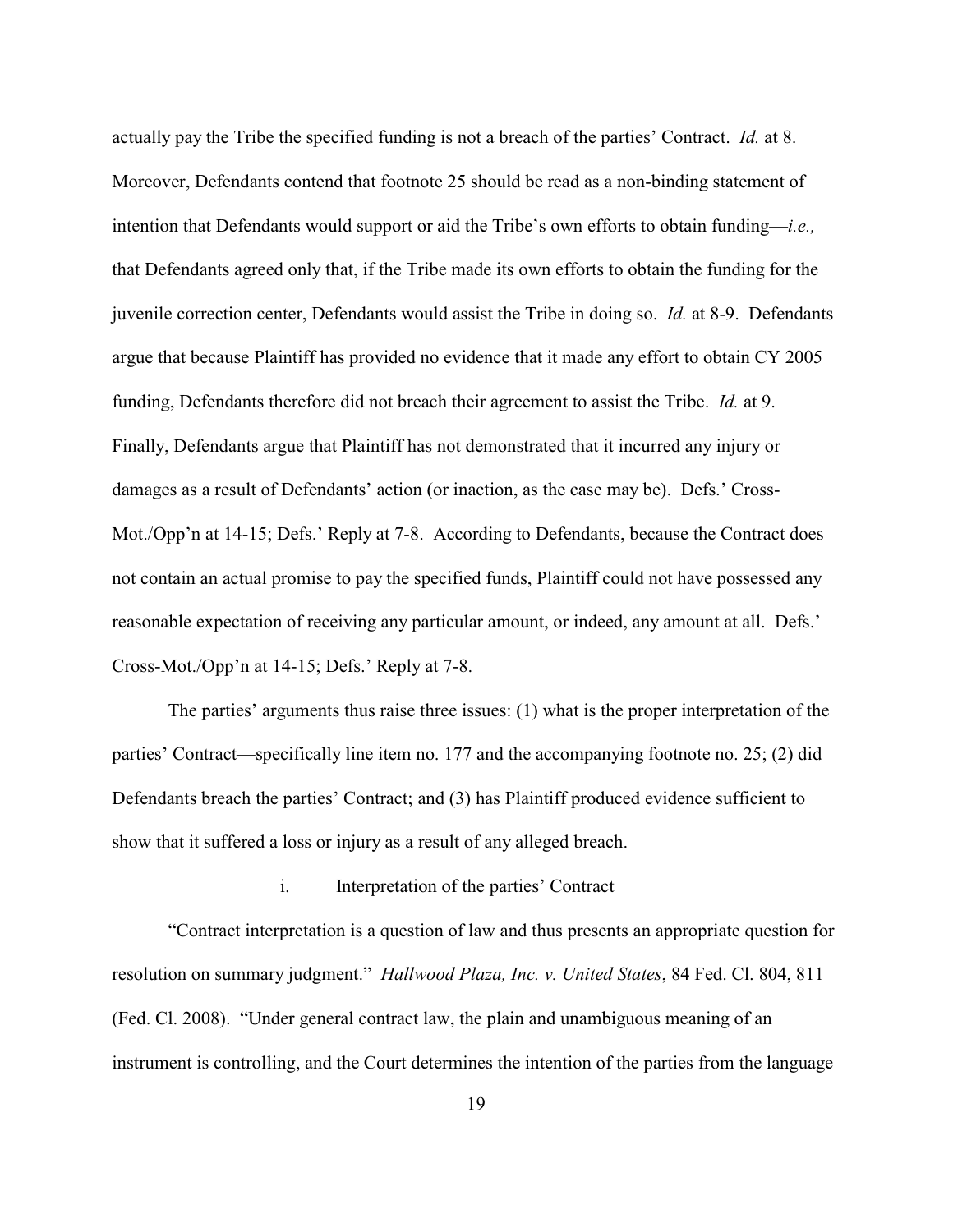actually pay the Tribe the specified funding is not a breach of the parties' Contract. *Id.* at 8. Moreover, Defendants contend that footnote 25 should be read as a non-binding statement of intention that Defendants would support or aid the Tribe's own efforts to obtain funding—*i.e.,* that Defendants agreed only that, if the Tribe made its own efforts to obtain the funding for the juvenile correction center, Defendants would assist the Tribe in doing so. *Id.* at 8-9. Defendants argue that because Plaintiff has provided no evidence that it made any effort to obtain CY 2005 funding, Defendants therefore did not breach their agreement to assist the Tribe. *Id.* at 9. Finally, Defendants argue that Plaintiff has not demonstrated that it incurred any injury or damages as a result of Defendants' action (or inaction, as the case may be). Defs.' Cross-Mot./Opp'n at 14-15; Defs.' Reply at 7-8. According to Defendants, because the Contract does not contain an actual promise to pay the specified funds, Plaintiff could not have possessed any reasonable expectation of receiving any particular amount, or indeed, any amount at all. Defs.' Cross-Mot./Opp'n at 14-15; Defs.' Reply at 7-8.

The parties' arguments thus raise three issues: (1) what is the proper interpretation of the parties' Contract—specifically line item no. 177 and the accompanying footnote no. 25; (2) did Defendants breach the parties' Contract; and (3) has Plaintiff produced evidence sufficient to show that it suffered a loss or injury as a result of any alleged breach.

i. Interpretation of the parties' Contract

"Contract interpretation is a question of law and thus presents an appropriate question for resolution on summary judgment." *Hallwood Plaza, Inc. v. United States*, 84 Fed. Cl. 804, 811 (Fed. Cl. 2008). "Under general contract law, the plain and unambiguous meaning of an instrument is controlling, and the Court determines the intention of the parties from the language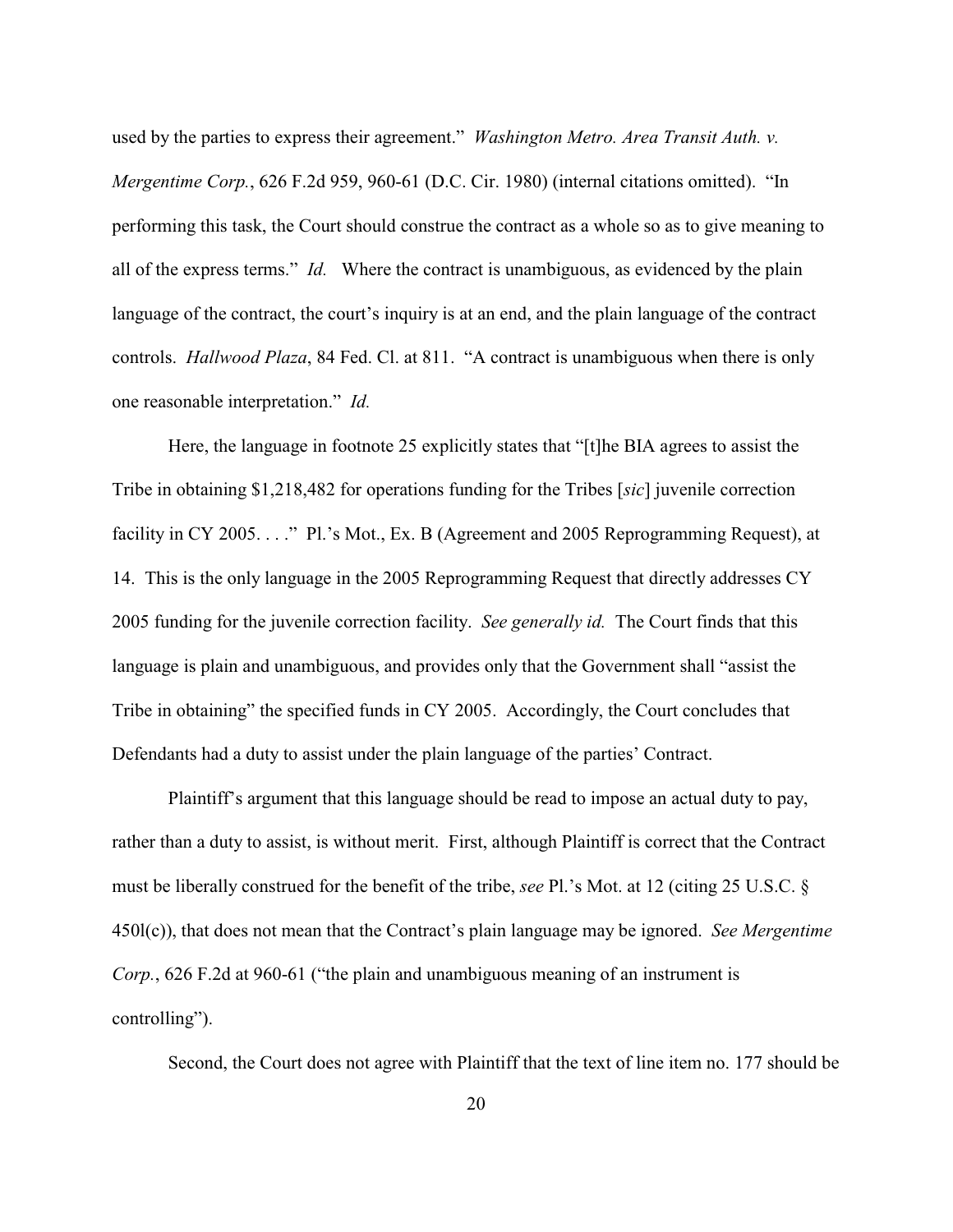used by the parties to express their agreement." *Washington Metro. Area Transit Auth. v. Mergentime Corp.*, 626 F.2d 959, 960-61 (D.C. Cir. 1980) (internal citations omitted). "In performing this task, the Court should construe the contract as a whole so as to give meaning to all of the express terms." *Id.* Where the contract is unambiguous, as evidenced by the plain language of the contract, the court's inquiry is at an end, and the plain language of the contract controls. *Hallwood Plaza*, 84 Fed. Cl. at 811. "A contract is unambiguous when there is only one reasonable interpretation." *Id.*

Here, the language in footnote 25 explicitly states that "[t]he BIA agrees to assist the Tribe in obtaining $1,218,482 for operations funding for the Tribes [*sic*] juvenile correction facility in CY 2005. . . ." Pl.'s Mot., Ex. B (Agreement and 2005 Reprogramming Request), at 14. This is the only language in the 2005 Reprogramming Request that directly addresses CY 2005 funding for the juvenile correction facility. *See generally id.* The Court finds that this language is plain and unambiguous, and provides only that the Government shall "assist the Tribe in obtaining" the specified funds in CY 2005. Accordingly, the Court concludes that Defendants had a duty to assist under the plain language of the parties' Contract.

Plaintiff's argument that this language should be read to impose an actual duty to pay, rather than a duty to assist, is without merit. First, although Plaintiff is correct that the Contract must be liberally construed for the benefit of the tribe, *see* Pl.'s Mot. at 12 (citing 25 U.S.C. § 450l(c)), that does not mean that the Contract's plain language may be ignored. *See Mergentime Corp.*, 626 F.2d at 960-61 ("the plain and unambiguous meaning of an instrument is controlling").

Second, the Court does not agree with Plaintiff that the text of line item no. 177 should be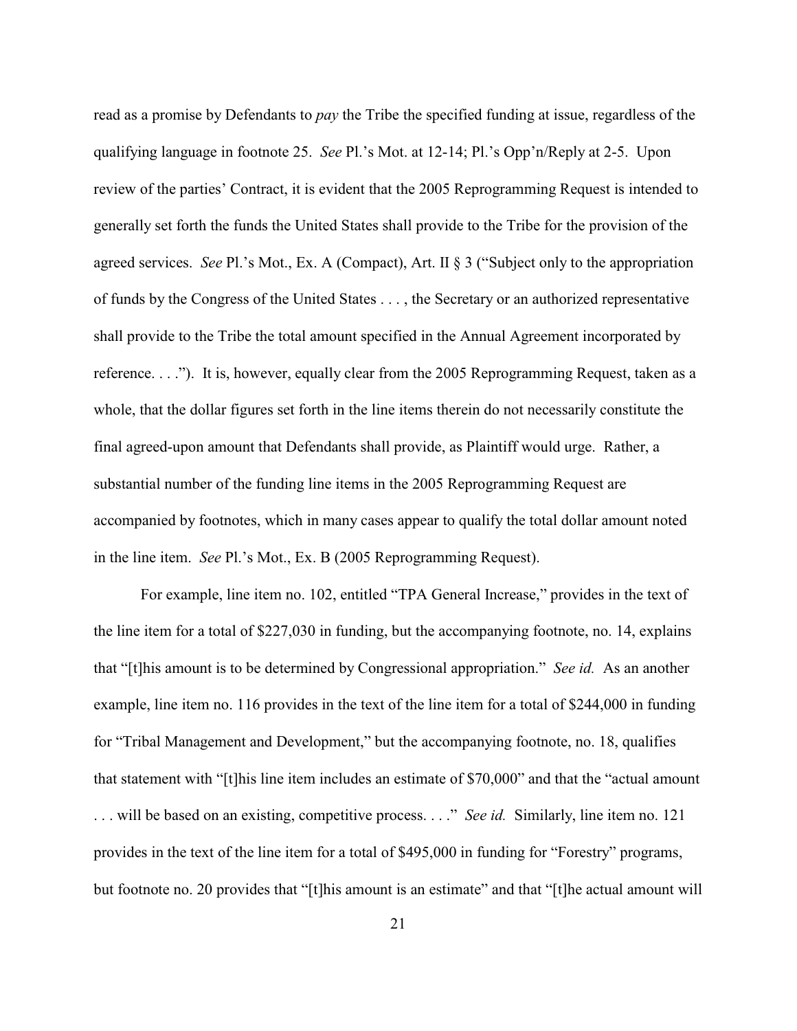read as a promise by Defendants to *pay* the Tribe the specified funding at issue, regardless of the qualifying language in footnote 25. *See* Pl.'s Mot. at 12-14; Pl.'s Opp'n/Reply at 2-5. Upon review of the parties' Contract, it is evident that the 2005 Reprogramming Request is intended to generally set forth the funds the United States shall provide to the Tribe for the provision of the agreed services. *See* Pl.'s Mot., Ex. A (Compact), Art. II § 3 ("Subject only to the appropriation of funds by the Congress of the United States . . . , the Secretary or an authorized representative shall provide to the Tribe the total amount specified in the Annual Agreement incorporated by reference. . . ."). It is, however, equally clear from the 2005 Reprogramming Request, taken as a whole, that the dollar figures set forth in the line items therein do not necessarily constitute the final agreed-upon amount that Defendants shall provide, as Plaintiff would urge. Rather, a substantial number of the funding line items in the 2005 Reprogramming Request are accompanied by footnotes, which in many cases appear to qualify the total dollar amount noted in the line item. *See* Pl.'s Mot., Ex. B (2005 Reprogramming Request).

For example, line item no. 102, entitled "TPA General Increase," provides in the text of the line item for a total of $227,030 in funding, but the accompanying footnote, no. 14, explains that "[t]his amount is to be determined by Congressional appropriation." *See id.* As an another example, line item no. 116 provides in the text of the line item for a total of $244,000 in funding for "Tribal Management and Development," but the accompanying footnote, no. 18, qualifies that statement with "[t]his line item includes an estimate of $70,000" and that the "actual amount . . . will be based on an existing, competitive process. . . ." *See id.* Similarly, line item no. 121 provides in the text of the line item for a total of $495,000 in funding for "Forestry" programs, but footnote no. 20 provides that "[t]his amount is an estimate" and that "[t]he actual amount will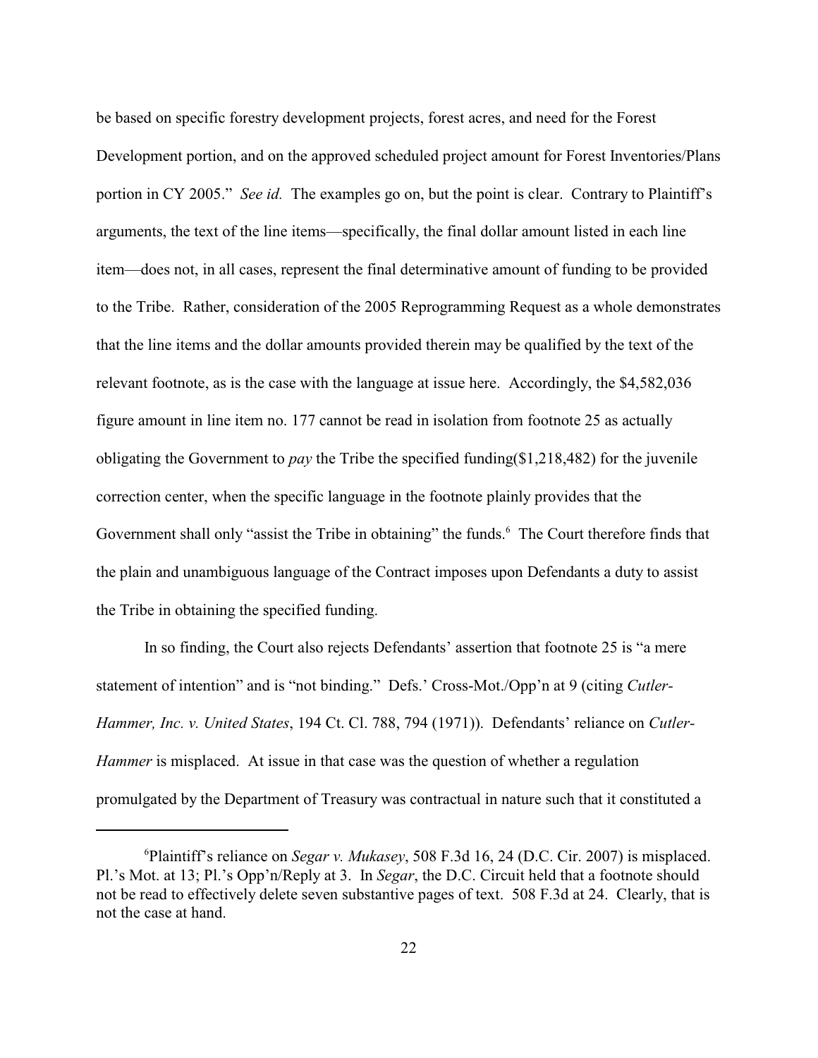be based on specific forestry development projects, forest acres, and need for the Forest Development portion, and on the approved scheduled project amount for Forest Inventories/Plans portion in CY 2005." *See id.* The examples go on, but the point is clear. Contrary to Plaintiff's arguments, the text of the line items—specifically, the final dollar amount listed in each line item—does not, in all cases, represent the final determinative amount of funding to be provided to the Tribe. Rather, consideration of the 2005 Reprogramming Request as a whole demonstrates that the line items and the dollar amounts provided therein may be qualified by the text of the relevant footnote, as is the case with the language at issue here. Accordingly, the $4,582,036 figure amount in line item no. 177 cannot be read in isolation from footnote 25 as actually obligating the Government to *pay* the Tribe the specified funding($1,218,482) for the juvenile correction center, when the specific language in the footnote plainly provides that the Government shall only "assist the Tribe in obtaining" the funds.[6] The Court therefore finds that the plain and unambiguous language of the Contract imposes upon Defendants a duty to assist the Tribe in obtaining the specified funding.

In so finding, the Court also rejects Defendants' assertion that footnote 25 is "a mere statement of intention" and is "not binding." Defs.' Cross-Mot./Opp'n at 9 (citing *Cutler-Hammer, Inc. v. United States*, 194 Ct. Cl. 788, 794 (1971)). Defendants' reliance on *Cutler-Hammer* is misplaced. At issue in that case was the question of whether a regulation promulgated by the Department of Treasury was contractual in nature such that it constituted a

---

[6]Plaintiff's reliance on *Segar v. Mukasey*, 508 F.3d 16, 24 (D.C. Cir. 2007) is misplaced. Pl.'s Mot. at 13; Pl.'s Opp'n/Reply at 3. In *Segar*, the D.C. Circuit held that a footnote should not be read to effectively delete seven substantive pages of text. 508 F.3d at 24. Clearly, that is not the case at hand.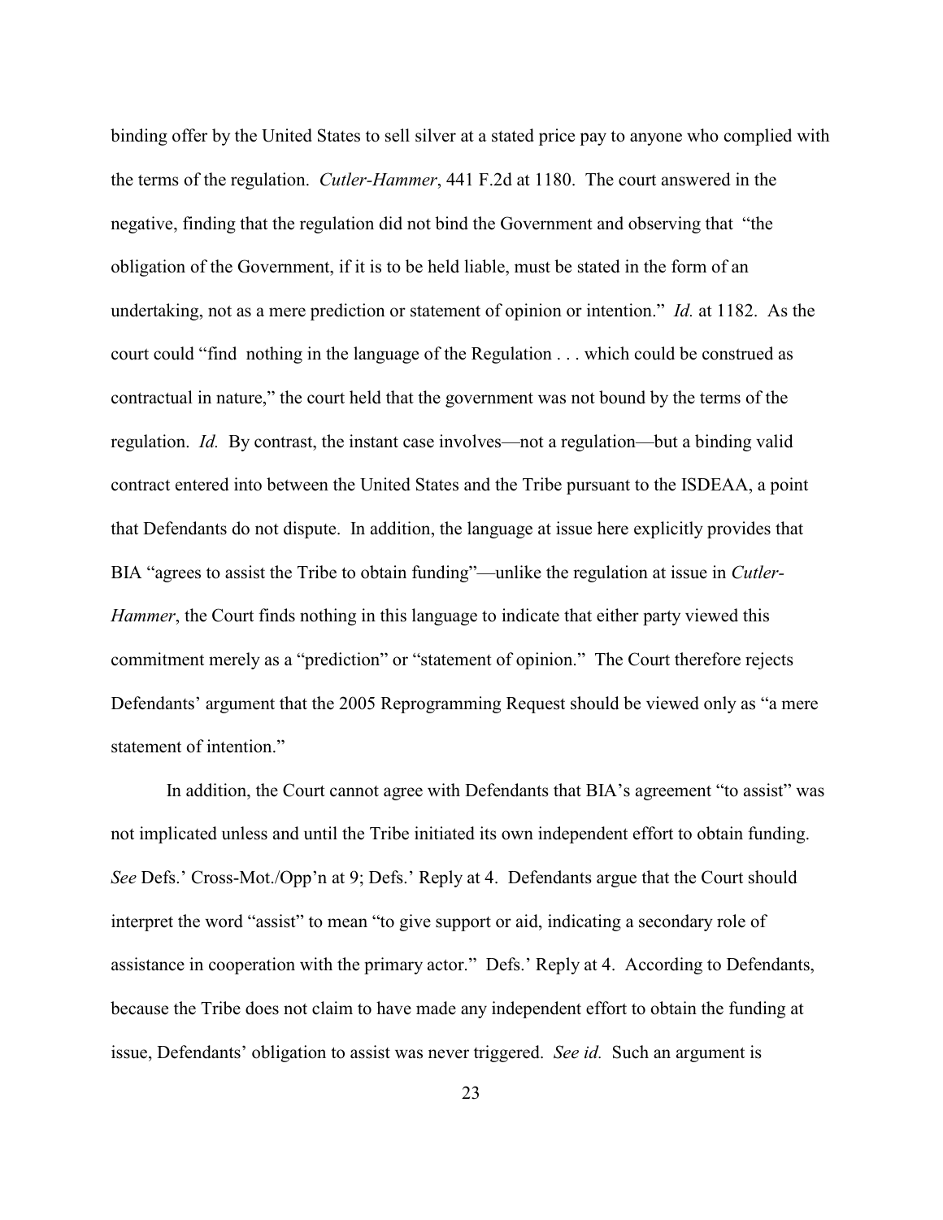binding offer by the United States to sell silver at a stated price pay to anyone who complied with the terms of the regulation. *Cutler-Hammer*, 441 F.2d at 1180. The court answered in the negative, finding that the regulation did not bind the Government and observing that "the obligation of the Government, if it is to be held liable, must be stated in the form of an undertaking, not as a mere prediction or statement of opinion or intention." *Id.* at 1182. As the court could "find nothing in the language of the Regulation . . . which could be construed as contractual in nature," the court held that the government was not bound by the terms of the regulation. *Id.* By contrast, the instant case involves—not a regulation—but a binding valid contract entered into between the United States and the Tribe pursuant to the ISDEAA, a point that Defendants do not dispute. In addition, the language at issue here explicitly provides that BIA "agrees to assist the Tribe to obtain funding"—unlike the regulation at issue in *Cutler-Hammer*, the Court finds nothing in this language to indicate that either party viewed this commitment merely as a "prediction" or "statement of opinion." The Court therefore rejects Defendants' argument that the 2005 Reprogramming Request should be viewed only as "a mere statement of intention."

In addition, the Court cannot agree with Defendants that BIA's agreement "to assist" was not implicated unless and until the Tribe initiated its own independent effort to obtain funding. *See* Defs.' Cross-Mot./Opp'n at 9; Defs.' Reply at 4. Defendants argue that the Court should interpret the word "assist" to mean "to give support or aid, indicating a secondary role of assistance in cooperation with the primary actor." Defs.' Reply at 4. According to Defendants, because the Tribe does not claim to have made any independent effort to obtain the funding at issue, Defendants' obligation to assist was never triggered. *See id.* Such an argument is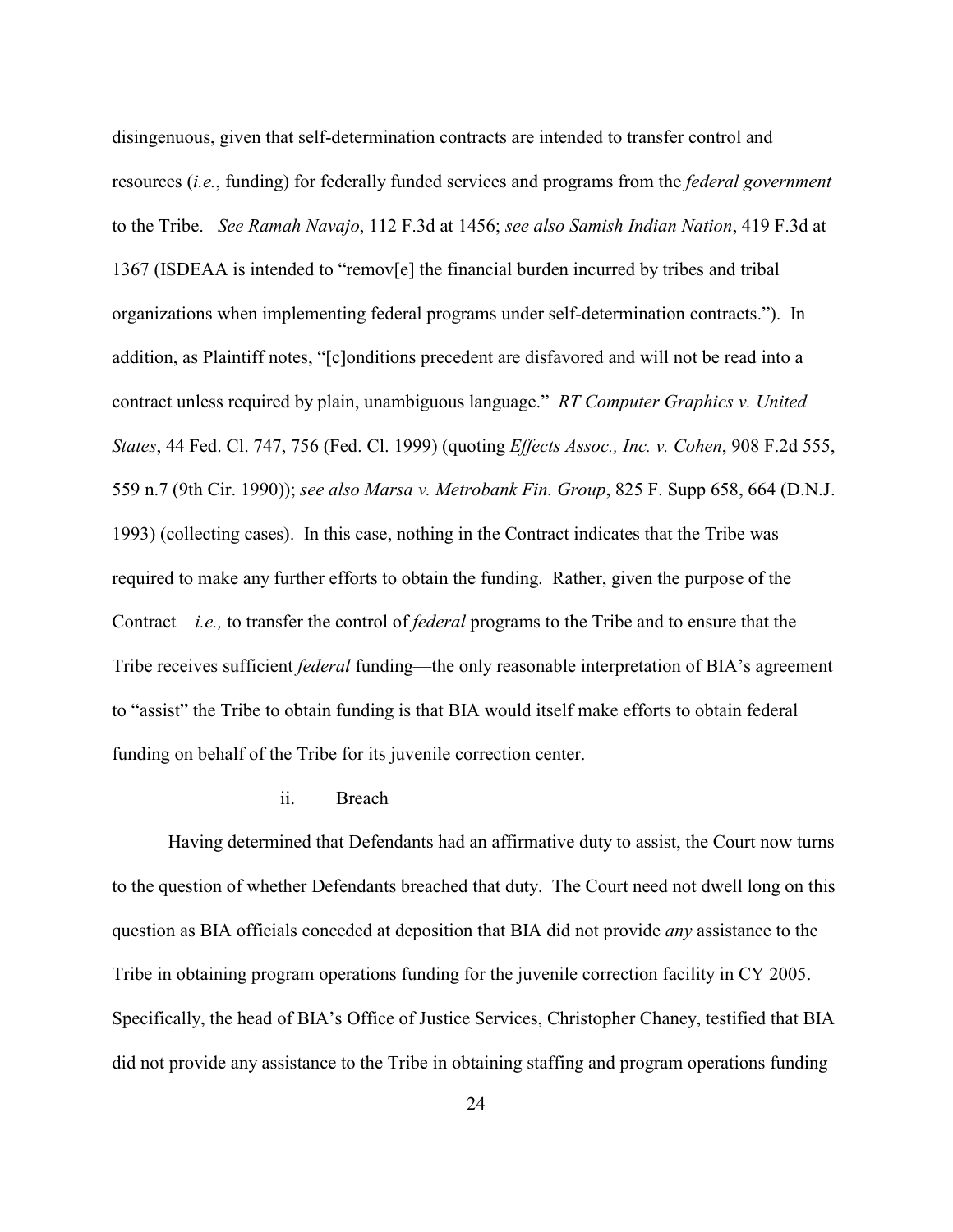disingenuous, given that self-determination contracts are intended to transfer control and resources (*i.e.*, funding) for federally funded services and programs from the *federal government* to the Tribe. *See Ramah Navajo*, 112 F.3d at 1456; *see also Samish Indian Nation*, 419 F.3d at 1367 (ISDEAA is intended to "remov[e] the financial burden incurred by tribes and tribal organizations when implementing federal programs under self-determination contracts."). In addition, as Plaintiff notes, "[c]onditions precedent are disfavored and will not be read into a contract unless required by plain, unambiguous language." *RT Computer Graphics v. United States*, 44 Fed. Cl. 747, 756 (Fed. Cl. 1999) (quoting *Effects Assoc., Inc. v. Cohen*, 908 F.2d 555, 559 n.7 (9th Cir. 1990)); *see also Marsa v. Metrobank Fin. Group*, 825 F. Supp 658, 664 (D.N.J. 1993) (collecting cases). In this case, nothing in the Contract indicates that the Tribe was required to make any further efforts to obtain the funding. Rather, given the purpose of the Contract—*i.e.,* to transfer the control of *federal* programs to the Tribe and to ensure that the Tribe receives sufficient *federal* funding—the only reasonable interpretation of BIA's agreement to "assist" the Tribe to obtain funding is that BIA would itself make efforts to obtain federal funding on behalf of the Tribe for its juvenile correction center.

ii. Breach

Having determined that Defendants had an affirmative duty to assist, the Court now turns to the question of whether Defendants breached that duty. The Court need not dwell long on this question as BIA officials conceded at deposition that BIA did not provide *any* assistance to the Tribe in obtaining program operations funding for the juvenile correction facility in CY 2005. Specifically, the head of BIA's Office of Justice Services, Christopher Chaney, testified that BIA did not provide any assistance to the Tribe in obtaining staffing and program operations funding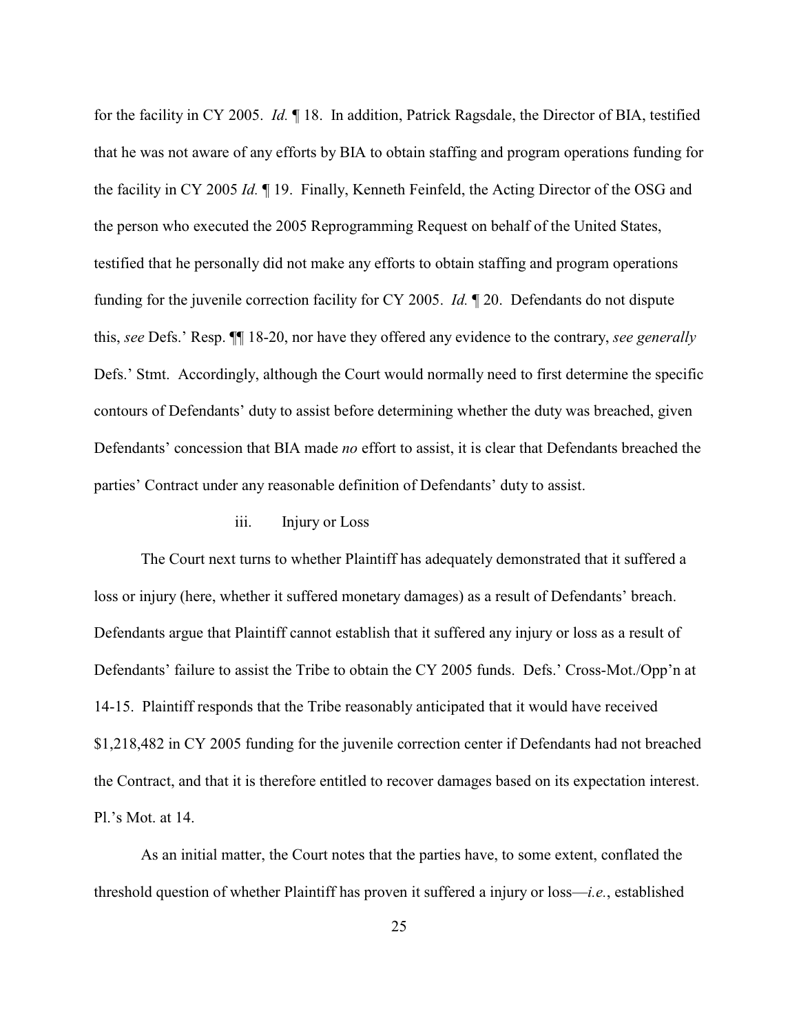for the facility in CY 2005. *Id.* ¶ 18. In addition, Patrick Ragsdale, the Director of BIA, testified that he was not aware of any efforts by BIA to obtain staffing and program operations funding for the facility in CY 2005 *Id.* ¶ 19. Finally, Kenneth Feinfeld, the Acting Director of the OSG and the person who executed the 2005 Reprogramming Request on behalf of the United States, testified that he personally did not make any efforts to obtain staffing and program operations funding for the juvenile correction facility for CY 2005. *Id.* ¶ 20. Defendants do not dispute this, *see* Defs.' Resp. ¶¶ 18-20, nor have they offered any evidence to the contrary, *see generally* Defs.' Stmt. Accordingly, although the Court would normally need to first determine the specific contours of Defendants' duty to assist before determining whether the duty was breached, given Defendants' concession that BIA made *no* effort to assist, it is clear that Defendants breached the parties' Contract under any reasonable definition of Defendants' duty to assist.

iii. Injury or Loss

The Court next turns to whether Plaintiff has adequately demonstrated that it suffered a loss or injury (here, whether it suffered monetary damages) as a result of Defendants' breach. Defendants argue that Plaintiff cannot establish that it suffered any injury or loss as a result of Defendants' failure to assist the Tribe to obtain the CY 2005 funds. Defs.' Cross-Mot./Opp'n at 14-15. Plaintiff responds that the Tribe reasonably anticipated that it would have received $1,218,482 in CY 2005 funding for the juvenile correction center if Defendants had not breached the Contract, and that it is therefore entitled to recover damages based on its expectation interest. Pl.'s Mot. at 14.

As an initial matter, the Court notes that the parties have, to some extent, conflated the threshold question of whether Plaintiff has proven it suffered a injury or loss—*i.e.*, established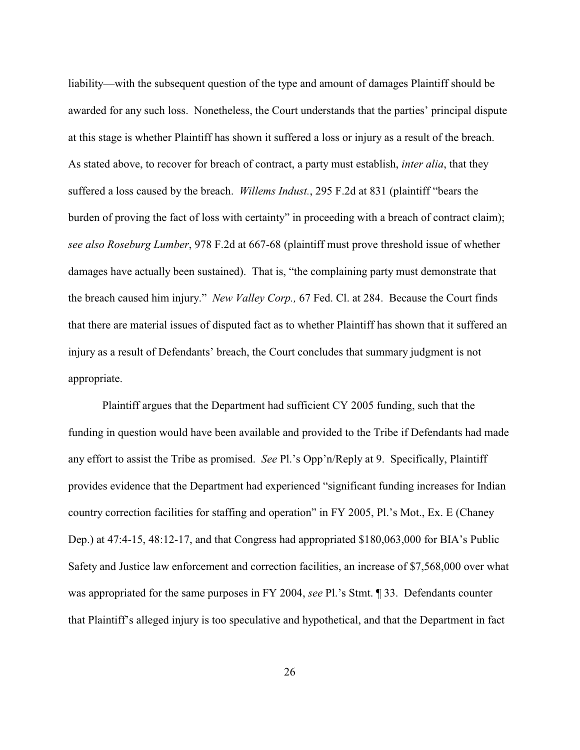liability—with the subsequent question of the type and amount of damages Plaintiff should be awarded for any such loss. Nonetheless, the Court understands that the parties' principal dispute at this stage is whether Plaintiff has shown it suffered a loss or injury as a result of the breach. As stated above, to recover for breach of contract, a party must establish, *inter alia*, that they suffered a loss caused by the breach. *Willems Indust.*, 295 F.2d at 831 (plaintiff "bears the burden of proving the fact of loss with certainty" in proceeding with a breach of contract claim); *see also Roseburg Lumber*, 978 F.2d at 667-68 (plaintiff must prove threshold issue of whether damages have actually been sustained). That is, "the complaining party must demonstrate that the breach caused him injury." *New Valley Corp.,* 67 Fed. Cl. at 284. Because the Court finds that there are material issues of disputed fact as to whether Plaintiff has shown that it suffered an injury as a result of Defendants' breach, the Court concludes that summary judgment is not appropriate.

Plaintiff argues that the Department had sufficient CY 2005 funding, such that the funding in question would have been available and provided to the Tribe if Defendants had made any effort to assist the Tribe as promised. *See* Pl.'s Opp'n/Reply at 9. Specifically, Plaintiff provides evidence that the Department had experienced "significant funding increases for Indian country correction facilities for staffing and operation" in FY 2005, Pl.'s Mot., Ex. E (Chaney Dep.) at 47:4-15, 48:12-17, and that Congress had appropriated $180,063,000 for BIA's Public Safety and Justice law enforcement and correction facilities, an increase of $7,568,000 over what was appropriated for the same purposes in FY 2004, *see* Pl.'s Stmt. ¶ 33. Defendants counter that Plaintiff's alleged injury is too speculative and hypothetical, and that the Department in fact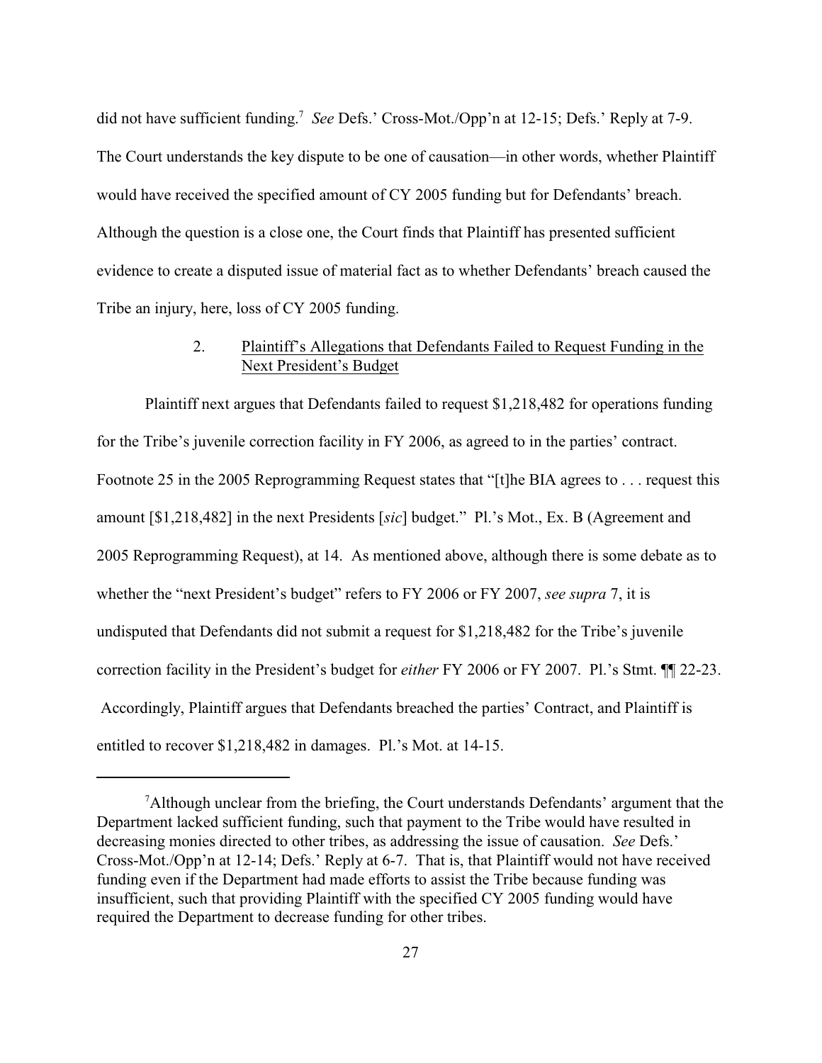did not have sufficient funding.[7] *See* Defs.' Cross-Mot./Opp'n at 12-15; Defs.' Reply at 7-9. The Court understands the key dispute to be one of causation—in other words, whether Plaintiff would have received the specified amount of CY 2005 funding but for Defendants' breach. Although the question is a close one, the Court finds that Plaintiff has presented sufficient evidence to create a disputed issue of material fact as to whether Defendants' breach caused the Tribe an injury, here, loss of CY 2005 funding.

### 2. Plaintiff's Allegations that Defendants Failed to Request Funding in the Next President's Budget

Plaintiff next argues that Defendants failed to request $1,218,482 for operations funding for the Tribe's juvenile correction facility in FY 2006, as agreed to in the parties' contract. Footnote 25 in the 2005 Reprogramming Request states that "[t]he BIA agrees to . . . request this amount [$1,218,482] in the next Presidents [*sic*] budget." Pl.'s Mot., Ex. B (Agreement and 2005 Reprogramming Request), at 14. As mentioned above, although there is some debate as to whether the "next President's budget" refers to FY 2006 or FY 2007, *see supra* 7, it is undisputed that Defendants did not submit a request for $1,218,482 for the Tribe's juvenile correction facility in the President's budget for *either* FY 2006 or FY 2007. Pl.'s Stmt. ¶¶ 22-23. Accordingly, Plaintiff argues that Defendants breached the parties' Contract, and Plaintiff is entitled to recover $1,218,482 in damages. Pl.'s Mot. at 14-15.

---

[7] Although unclear from the briefing, the Court understands Defendants' argument that the Department lacked sufficient funding, such that payment to the Tribe would have resulted in decreasing monies directed to other tribes, as addressing the issue of causation. *See* Defs.' Cross-Mot./Opp'n at 12-14; Defs.' Reply at 6-7. That is, that Plaintiff would not have received funding even if the Department had made efforts to assist the Tribe because funding was insufficient, such that providing Plaintiff with the specified CY 2005 funding would have required the Department to decrease funding for other tribes.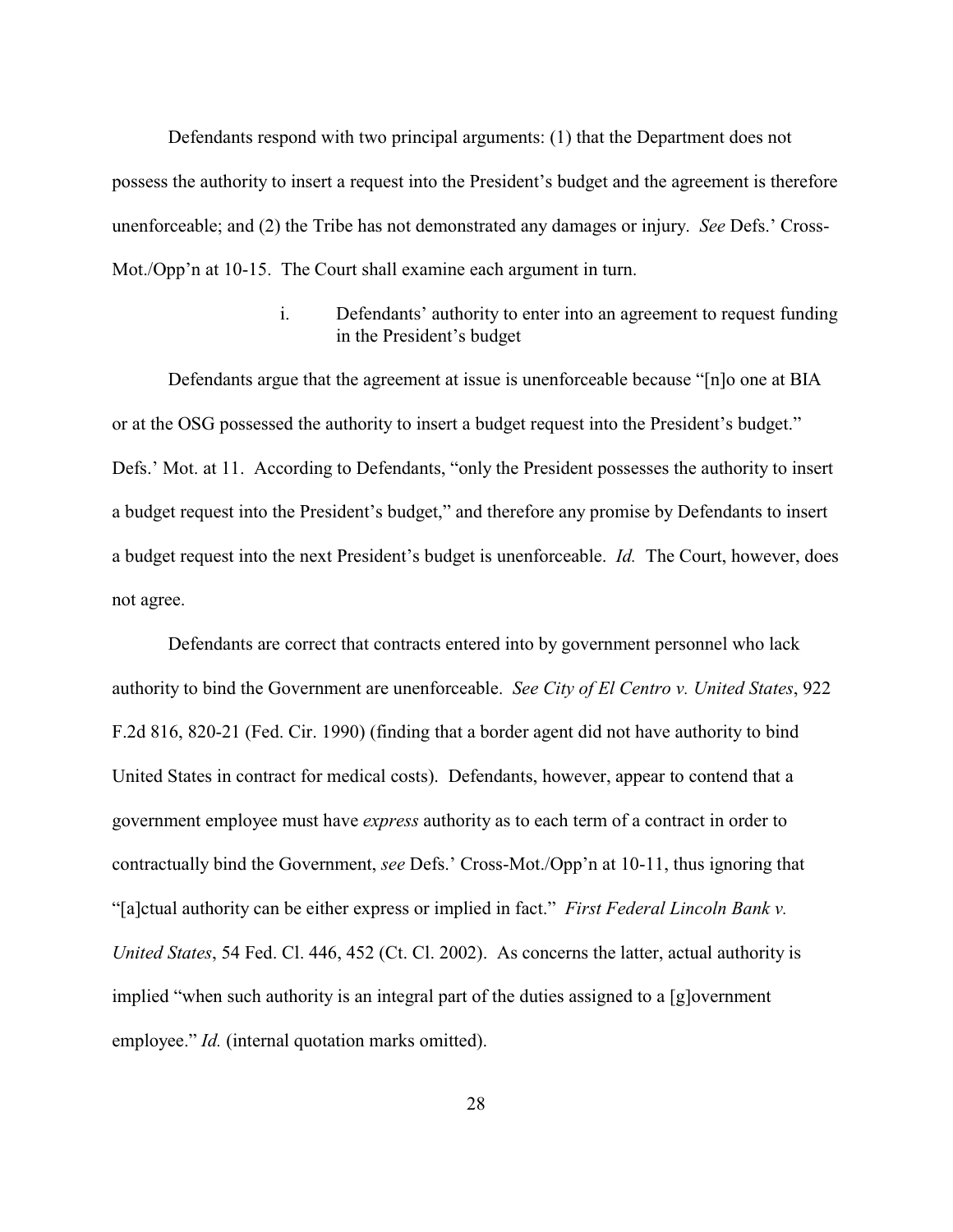Defendants respond with two principal arguments: (1) that the Department does not possess the authority to insert a request into the President's budget and the agreement is therefore unenforceable; and (2) the Tribe has not demonstrated any damages or injury. *See* Defs.' Cross-Mot./Opp'n at 10-15. The Court shall examine each argument in turn.

i. Defendants' authority to enter into an agreement to request funding in the President's budget

Defendants argue that the agreement at issue is unenforceable because "[n]o one at BIA or at the OSG possessed the authority to insert a budget request into the President's budget." Defs.' Mot. at 11. According to Defendants, "only the President possesses the authority to insert a budget request into the President's budget," and therefore any promise by Defendants to insert a budget request into the next President's budget is unenforceable. *Id.* The Court, however, does not agree.

Defendants are correct that contracts entered into by government personnel who lack authority to bind the Government are unenforceable. *See City of El Centro v. United States*, 922 F.2d 816, 820-21 (Fed. Cir. 1990) (finding that a border agent did not have authority to bind United States in contract for medical costs). Defendants, however, appear to contend that a government employee must have *express* authority as to each term of a contract in order to contractually bind the Government, *see* Defs.' Cross-Mot./Opp'n at 10-11, thus ignoring that "[a]ctual authority can be either express or implied in fact." *First Federal Lincoln Bank v. United States*, 54 Fed. Cl. 446, 452 (Ct. Cl. 2002). As concerns the latter, actual authority is implied "when such authority is an integral part of the duties assigned to a [g]overnment employee." *Id.* (internal quotation marks omitted).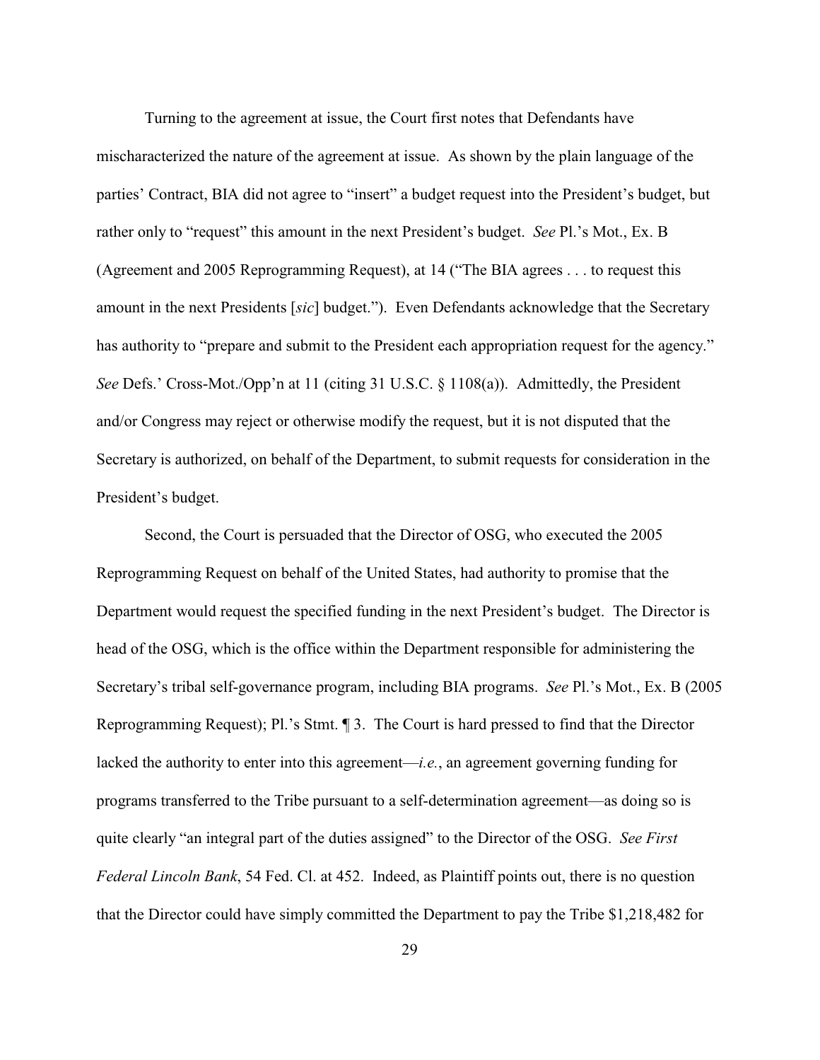Turning to the agreement at issue, the Court first notes that Defendants have mischaracterized the nature of the agreement at issue. As shown by the plain language of the parties' Contract, BIA did not agree to "insert" a budget request into the President's budget, but rather only to "request" this amount in the next President's budget. *See* Pl.'s Mot., Ex. B (Agreement and 2005 Reprogramming Request), at 14 ("The BIA agrees . . . to request this amount in the next Presidents [*sic*] budget."). Even Defendants acknowledge that the Secretary has authority to "prepare and submit to the President each appropriation request for the agency." *See* Defs.' Cross-Mot./Opp'n at 11 (citing 31 U.S.C. § 1108(a)). Admittedly, the President and/or Congress may reject or otherwise modify the request, but it is not disputed that the Secretary is authorized, on behalf of the Department, to submit requests for consideration in the President's budget.

Second, the Court is persuaded that the Director of OSG, who executed the 2005 Reprogramming Request on behalf of the United States, had authority to promise that the Department would request the specified funding in the next President's budget. The Director is head of the OSG, which is the office within the Department responsible for administering the Secretary's tribal self-governance program, including BIA programs. *See* Pl.'s Mot., Ex. B (2005 Reprogramming Request); Pl.'s Stmt. ¶ 3. The Court is hard pressed to find that the Director lacked the authority to enter into this agreement—*i.e.*, an agreement governing funding for programs transferred to the Tribe pursuant to a self-determination agreement—as doing so is quite clearly "an integral part of the duties assigned" to the Director of the OSG. *See First Federal Lincoln Bank*, 54 Fed. Cl. at 452. Indeed, as Plaintiff points out, there is no question that the Director could have simply committed the Department to pay the Tribe $1,218,482 for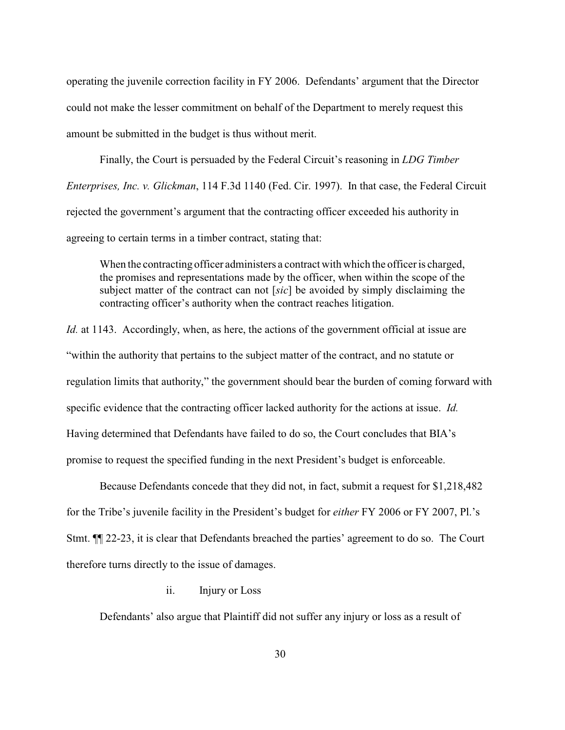operating the juvenile correction facility in FY 2006. Defendants' argument that the Director could not make the lesser commitment on behalf of the Department to merely request this amount be submitted in the budget is thus without merit.

Finally, the Court is persuaded by the Federal Circuit's reasoning in *LDG Timber Enterprises, Inc. v. Glickman*, 114 F.3d 1140 (Fed. Cir. 1997). In that case, the Federal Circuit rejected the government's argument that the contracting officer exceeded his authority in agreeing to certain terms in a timber contract, stating that:

> When the contracting officer administers a contract with which the officer is charged, the promises and representations made by the officer, when within the scope of the subject matter of the contract can not [*sic*] be avoided by simply disclaiming the contracting officer's authority when the contract reaches litigation.

*Id.* at 1143. Accordingly, when, as here, the actions of the government official at issue are "within the authority that pertains to the subject matter of the contract, and no statute or regulation limits that authority," the government should bear the burden of coming forward with specific evidence that the contracting officer lacked authority for the actions at issue. *Id.* Having determined that Defendants have failed to do so, the Court concludes that BIA's promise to request the specified funding in the next President's budget is enforceable.

Because Defendants concede that they did not, in fact, submit a request for $1,218,482 for the Tribe's juvenile facility in the President's budget for *either* FY 2006 or FY 2007, Pl.'s Stmt. ¶¶ 22-23, it is clear that Defendants breached the parties' agreement to do so. The Court therefore turns directly to the issue of damages.

ii. Injury or Loss

Defendants' also argue that Plaintiff did not suffer any injury or loss as a result of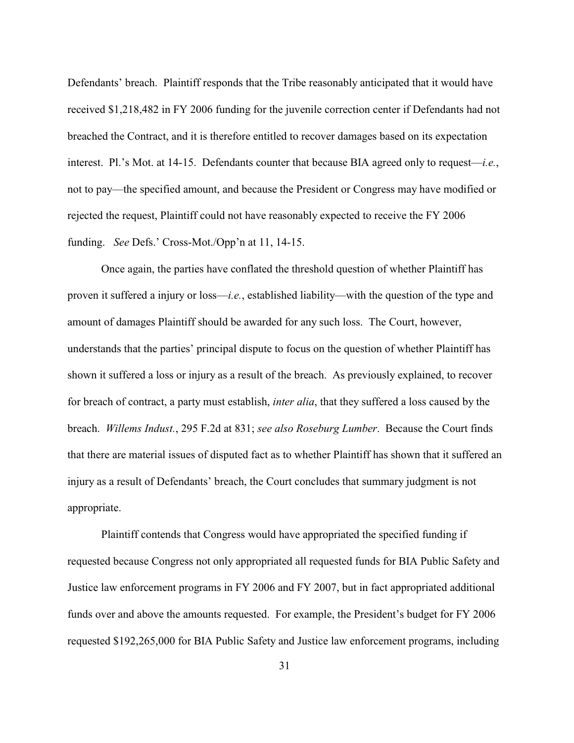Defendants' breach. Plaintiff responds that the Tribe reasonably anticipated that it would have received $1,218,482 in FY 2006 funding for the juvenile correction center if Defendants had not breached the Contract, and it is therefore entitled to recover damages based on its expectation interest. Pl.'s Mot. at 14-15. Defendants counter that because BIA agreed only to request—*i.e.*, not to pay—the specified amount, and because the President or Congress may have modified or rejected the request, Plaintiff could not have reasonably expected to receive the FY 2006 funding. *See* Defs.' Cross-Mot./Opp'n at 11, 14-15.

Once again, the parties have conflated the threshold question of whether Plaintiff has proven it suffered a injury or loss—*i.e.*, established liability—with the question of the type and amount of damages Plaintiff should be awarded for any such loss. The Court, however, understands that the parties' principal dispute to focus on the question of whether Plaintiff has shown it suffered a loss or injury as a result of the breach. As previously explained, to recover for breach of contract, a party must establish, *inter alia*, that they suffered a loss caused by the breach. *Willems Indust.*, 295 F.2d at 831; *see also Roseburg Lumber*. Because the Court finds that there are material issues of disputed fact as to whether Plaintiff has shown that it suffered an injury as a result of Defendants' breach, the Court concludes that summary judgment is not appropriate.

Plaintiff contends that Congress would have appropriated the specified funding if requested because Congress not only appropriated all requested funds for BIA Public Safety and Justice law enforcement programs in FY 2006 and FY 2007, but in fact appropriated additional funds over and above the amounts requested. For example, the President's budget for FY 2006 requested $192,265,000 for BIA Public Safety and Justice law enforcement programs, including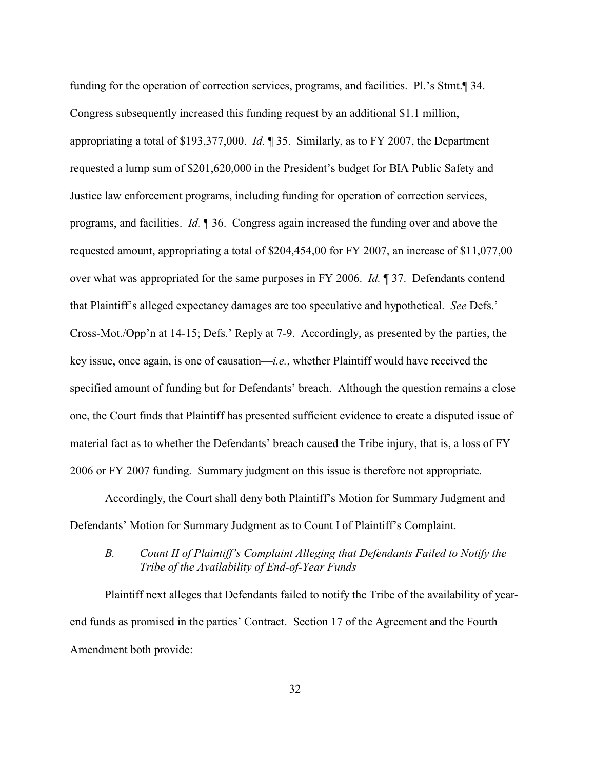funding for the operation of correction services, programs, and facilities. Pl.'s Stmt.¶ 34. Congress subsequently increased this funding request by an additional $1.1 million, appropriating a total of $193,377,000. *Id.* ¶ 35. Similarly, as to FY 2007, the Department requested a lump sum of $201,620,000 in the President's budget for BIA Public Safety and Justice law enforcement programs, including funding for operation of correction services, programs, and facilities. *Id.* ¶ 36. Congress again increased the funding over and above the requested amount, appropriating a total of $204,454,00 for FY 2007, an increase of $11,077,00 over what was appropriated for the same purposes in FY 2006. *Id.* ¶ 37. Defendants contend that Plaintiff's alleged expectancy damages are too speculative and hypothetical. *See* Defs.' Cross-Mot./Opp'n at 14-15; Defs.' Reply at 7-9. Accordingly, as presented by the parties, the key issue, once again, is one of causation—*i.e.*, whether Plaintiff would have received the specified amount of funding but for Defendants' breach. Although the question remains a close one, the Court finds that Plaintiff has presented sufficient evidence to create a disputed issue of material fact as to whether the Defendants' breach caused the Tribe injury, that is, a loss of FY 2006 or FY 2007 funding. Summary judgment on this issue is therefore not appropriate.

Accordingly, the Court shall deny both Plaintiff's Motion for Summary Judgment and Defendants' Motion for Summary Judgment as to Count I of Plaintiff's Complaint.

### *B. Count II of Plaintiff's Complaint Alleging that Defendants Failed to Notify the Tribe of the Availability of End-of-Year Funds*

Plaintiff next alleges that Defendants failed to notify the Tribe of the availability of year-end funds as promised in the parties' Contract. Section 17 of the Agreement and the Fourth Amendment both provide: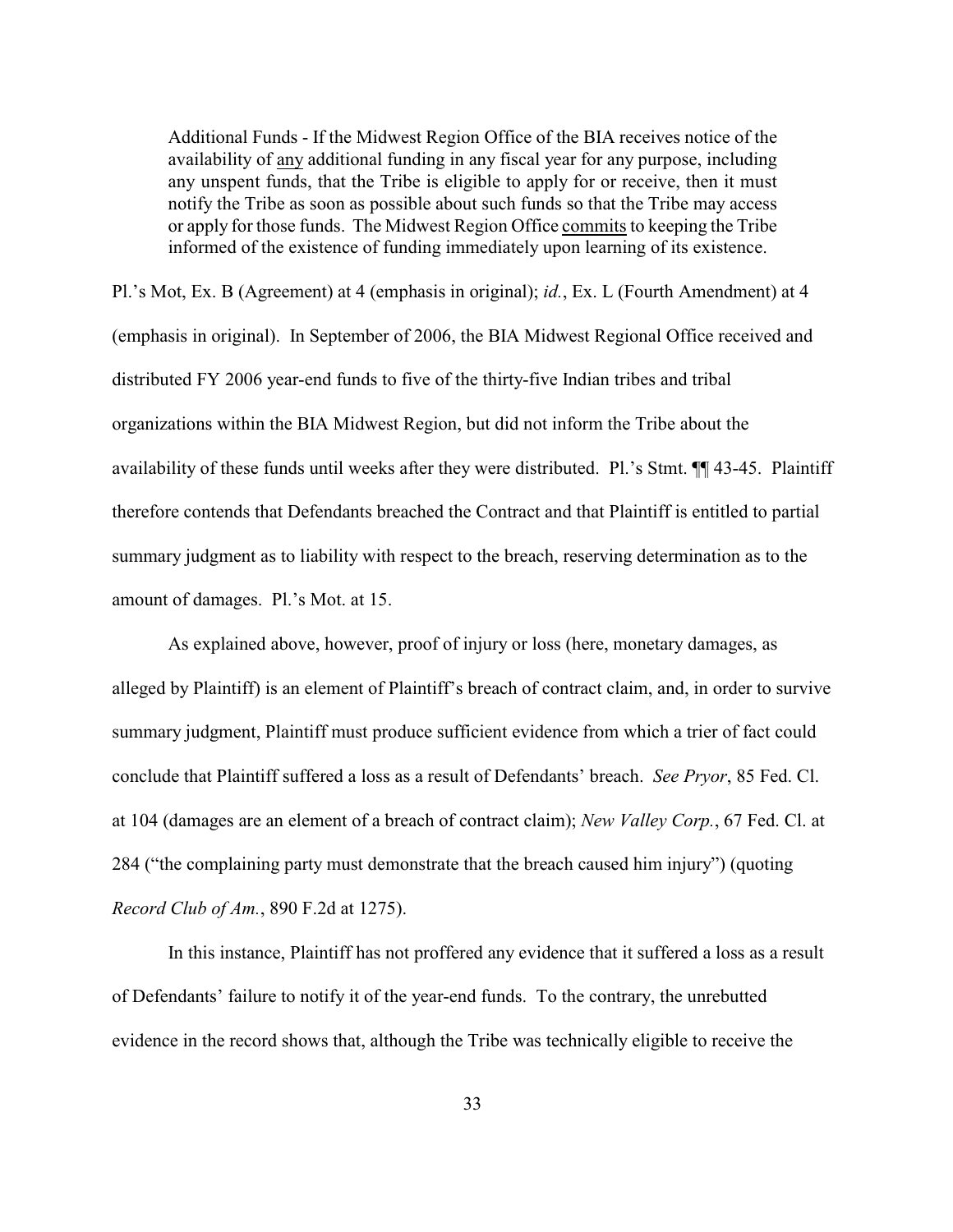> Additional Funds - If the Midwest Region Office of the BIA receives notice of the availability of <u>any</u> additional funding in any fiscal year for any purpose, including any unspent funds, that the Tribe is eligible to apply for or receive, then it must notify the Tribe as soon as possible about such funds so that the Tribe may access or apply for those funds. The Midwest Region Office <u>commits</u> to keeping the Tribe informed of the existence of funding immediately upon learning of its existence.

Pl.'s Mot, Ex. B (Agreement) at 4 (emphasis in original); *id.*, Ex. L (Fourth Amendment) at 4 (emphasis in original). In September of 2006, the BIA Midwest Regional Office received and distributed FY 2006 year-end funds to five of the thirty-five Indian tribes and tribal organizations within the BIA Midwest Region, but did not inform the Tribe about the availability of these funds until weeks after they were distributed. Pl.'s Stmt. ¶¶ 43-45. Plaintiff therefore contends that Defendants breached the Contract and that Plaintiff is entitled to partial summary judgment as to liability with respect to the breach, reserving determination as to the amount of damages. Pl.'s Mot. at 15.

As explained above, however, proof of injury or loss (here, monetary damages, as alleged by Plaintiff) is an element of Plaintiff's breach of contract claim, and, in order to survive summary judgment, Plaintiff must produce sufficient evidence from which a trier of fact could conclude that Plaintiff suffered a loss as a result of Defendants' breach. *See Pryor*, 85 Fed. Cl. at 104 (damages are an element of a breach of contract claim); *New Valley Corp.*, 67 Fed. Cl. at 284 ("the complaining party must demonstrate that the breach caused him injury") (quoting *Record Club of Am.*, 890 F.2d at 1275).

In this instance, Plaintiff has not proffered any evidence that it suffered a loss as a result of Defendants' failure to notify it of the year-end funds. To the contrary, the unrebutted evidence in the record shows that, although the Tribe was technically eligible to receive the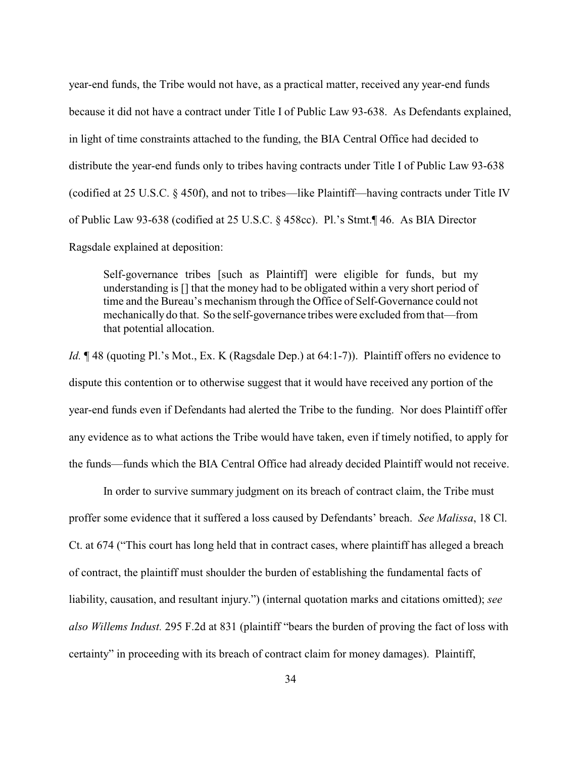year-end funds, the Tribe would not have, as a practical matter, received any year-end funds because it did not have a contract under Title I of Public Law 93-638. As Defendants explained, in light of time constraints attached to the funding, the BIA Central Office had decided to distribute the year-end funds only to tribes having contracts under Title I of Public Law 93-638 (codified at 25 U.S.C. § 450f), and not to tribes—like Plaintiff—having contracts under Title IV of Public Law 93-638 (codified at 25 U.S.C. § 458cc). Pl.'s Stmt.¶ 46. As BIA Director Ragsdale explained at deposition:

> Self-governance tribes [such as Plaintiff] were eligible for funds, but my understanding is [] that the money had to be obligated within a very short period of time and the Bureau's mechanism through the Office of Self-Governance could not mechanically do that. So the self-governance tribes were excluded from that—from that potential allocation.

*Id.* ¶ 48 (quoting Pl.'s Mot., Ex. K (Ragsdale Dep.) at 64:1-7)). Plaintiff offers no evidence to dispute this contention or to otherwise suggest that it would have received any portion of the year-end funds even if Defendants had alerted the Tribe to the funding. Nor does Plaintiff offer any evidence as to what actions the Tribe would have taken, even if timely notified, to apply for the funds—funds which the BIA Central Office had already decided Plaintiff would not receive.

In order to survive summary judgment on its breach of contract claim, the Tribe must proffer some evidence that it suffered a loss caused by Defendants' breach. *See Malissa*, 18 Cl. Ct. at 674 ("This court has long held that in contract cases, where plaintiff has alleged a breach of contract, the plaintiff must shoulder the burden of establishing the fundamental facts of liability, causation, and resultant injury.") (internal quotation marks and citations omitted); *see also Willems Indust.* 295 F.2d at 831 (plaintiff "bears the burden of proving the fact of loss with certainty" in proceeding with its breach of contract claim for money damages). Plaintiff,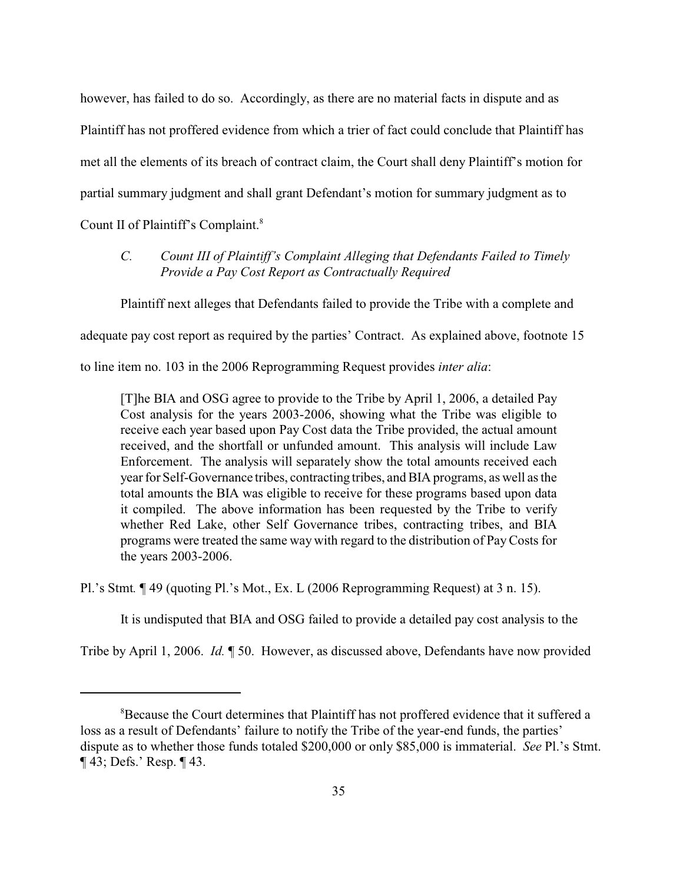however, has failed to do so. Accordingly, as there are no material facts in dispute and as Plaintiff has not proffered evidence from which a trier of fact could conclude that Plaintiff has met all the elements of its breach of contract claim, the Court shall deny Plaintiff's motion for partial summary judgment and shall grant Defendant's motion for summary judgment as to Count II of Plaintiff's Complaint.[8]

### *C. Count III of Plaintiff's Complaint Alleging that Defendants Failed to Timely Provide a Pay Cost Report as Contractually Required*

Plaintiff next alleges that Defendants failed to provide the Tribe with a complete and adequate pay cost report as required by the parties' Contract. As explained above, footnote 15 to line item no. 103 in the 2006 Reprogramming Request provides *inter alia*:

> [T]he BIA and OSG agree to provide to the Tribe by April 1, 2006, a detailed Pay Cost analysis for the years 2003-2006, showing what the Tribe was eligible to receive each year based upon Pay Cost data the Tribe provided, the actual amount received, and the shortfall or unfunded amount. This analysis will include Law Enforcement. The analysis will separately show the total amounts received each year for Self-Governance tribes, contracting tribes, and BIA programs, as well as the total amounts the BIA was eligible to receive for these programs based upon data it compiled. The above information has been requested by the Tribe to verify whether Red Lake, other Self Governance tribes, contracting tribes, and BIA programs were treated the same way with regard to the distribution of Pay Costs for the years 2003-2006.

Pl.'s Stmt. ¶ 49 (quoting Pl.'s Mot., Ex. L (2006 Reprogramming Request) at 3 n. 15).

It is undisputed that BIA and OSG failed to provide a detailed pay cost analysis to the Tribe by April 1, 2006. *Id.* ¶ 50. However, as discussed above, Defendants have now provided

---

[8] Because the Court determines that Plaintiff has not proffered evidence that it suffered a loss as a result of Defendants' failure to notify the Tribe of the year-end funds, the parties' dispute as to whether those funds totaled \$200,000 or only \$85,000 is immaterial. *See* Pl.'s Stmt. ¶ 43; Defs.' Resp. ¶ 43.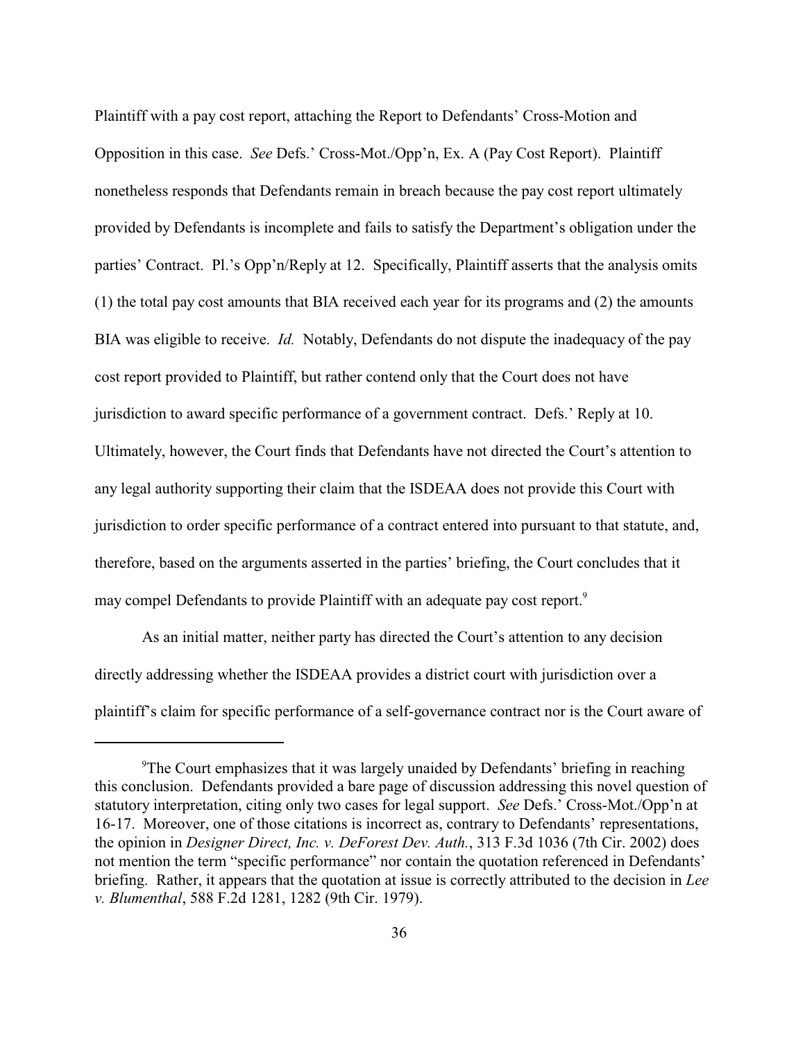Plaintiff with a pay cost report, attaching the Report to Defendants' Cross-Motion and Opposition in this case. *See* Defs.' Cross-Mot./Opp'n, Ex. A (Pay Cost Report). Plaintiff nonetheless responds that Defendants remain in breach because the pay cost report ultimately provided by Defendants is incomplete and fails to satisfy the Department's obligation under the parties' Contract. Pl.'s Opp'n/Reply at 12. Specifically, Plaintiff asserts that the analysis omits (1) the total pay cost amounts that BIA received each year for its programs and (2) the amounts BIA was eligible to receive. *Id.* Notably, Defendants do not dispute the inadequacy of the pay cost report provided to Plaintiff, but rather contend only that the Court does not have jurisdiction to award specific performance of a government contract. Defs.' Reply at 10. Ultimately, however, the Court finds that Defendants have not directed the Court's attention to any legal authority supporting their claim that the ISDEAA does not provide this Court with jurisdiction to order specific performance of a contract entered into pursuant to that statute, and, therefore, based on the arguments asserted in the parties' briefing, the Court concludes that it may compel Defendants to provide Plaintiff with an adequate pay cost report.[9]

As an initial matter, neither party has directed the Court's attention to any decision directly addressing whether the ISDEAA provides a district court with jurisdiction over a plaintiff's claim for specific performance of a self-governance contract nor is the Court aware of

---

[9]The Court emphasizes that it was largely unaided by Defendants' briefing in reaching this conclusion. Defendants provided a bare page of discussion addressing this novel question of statutory interpretation, citing only two cases for legal support. *See* Defs.' Cross-Mot./Opp'n at 16-17. Moreover, one of those citations is incorrect as, contrary to Defendants' representations, the opinion in *Designer Direct, Inc. v. DeForest Dev. Auth.*, 313 F.3d 1036 (7th Cir. 2002) does not mention the term "specific performance" nor contain the quotation referenced in Defendants' briefing. Rather, it appears that the quotation at issue is correctly attributed to the decision in *Lee v. Blumenthal*, 588 F.2d 1281, 1282 (9th Cir. 1979).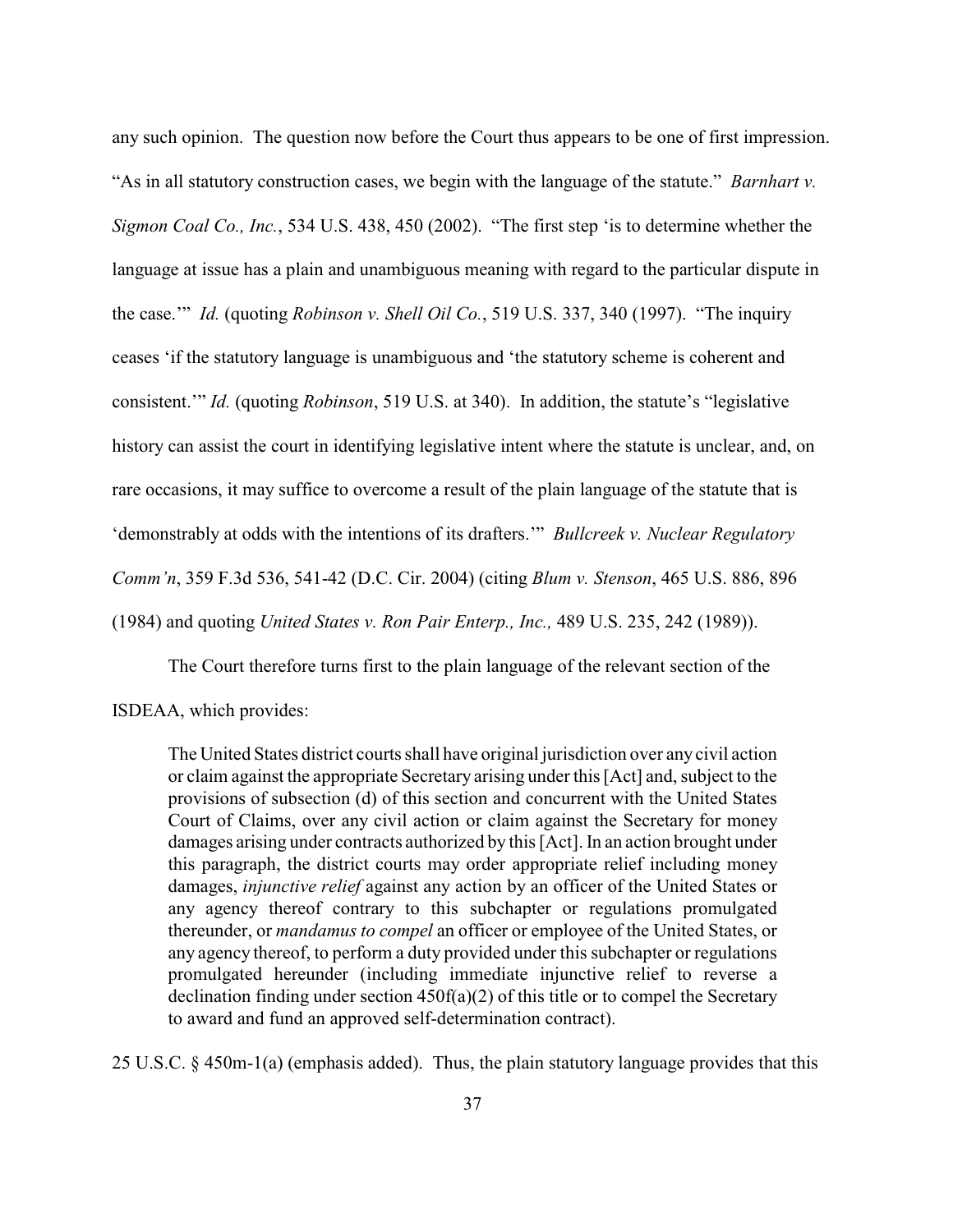any such opinion. The question now before the Court thus appears to be one of first impression. "As in all statutory construction cases, we begin with the language of the statute." *Barnhart v. Sigmon Coal Co., Inc.*, 534 U.S. 438, 450 (2002). "The first step 'is to determine whether the language at issue has a plain and unambiguous meaning with regard to the particular dispute in the case.'" *Id.* (quoting *Robinson v. Shell Oil Co.*, 519 U.S. 337, 340 (1997). "The inquiry ceases 'if the statutory language is unambiguous and 'the statutory scheme is coherent and consistent.'" *Id.* (quoting *Robinson*, 519 U.S. at 340). In addition, the statute's "legislative history can assist the court in identifying legislative intent where the statute is unclear, and, on rare occasions, it may suffice to overcome a result of the plain language of the statute that is 'demonstrably at odds with the intentions of its drafters.'" *Bullcreek v. Nuclear Regulatory Comm'n*, 359 F.3d 536, 541-42 (D.C. Cir. 2004) (citing *Blum v. Stenson*, 465 U.S. 886, 896 (1984) and quoting *United States v. Ron Pair Enterp., Inc.,* 489 U.S. 235, 242 (1989)).

The Court therefore turns first to the plain language of the relevant section of the ISDEAA, which provides:

> The United States district courts shall have original jurisdiction over any civil action or claim against the appropriate Secretary arising under this [Act] and, subject to the provisions of subsection (d) of this section and concurrent with the United States Court of Claims, over any civil action or claim against the Secretary for money damages arising under contracts authorized by this [Act]. In an action brought under this paragraph, the district courts may order appropriate relief including money damages, *injunctive relief* against any action by an officer of the United States or any agency thereof contrary to this subchapter or regulations promulgated thereunder, or *mandamus to compel* an officer or employee of the United States, or any agency thereof, to perform a duty provided under this subchapter or regulations promulgated hereunder (including immediate injunctive relief to reverse a declination finding under section 450f(a)(2) of this title or to compel the Secretary to award and fund an approved self-determination contract).

25 U.S.C. § 450m-1(a) (emphasis added). Thus, the plain statutory language provides that this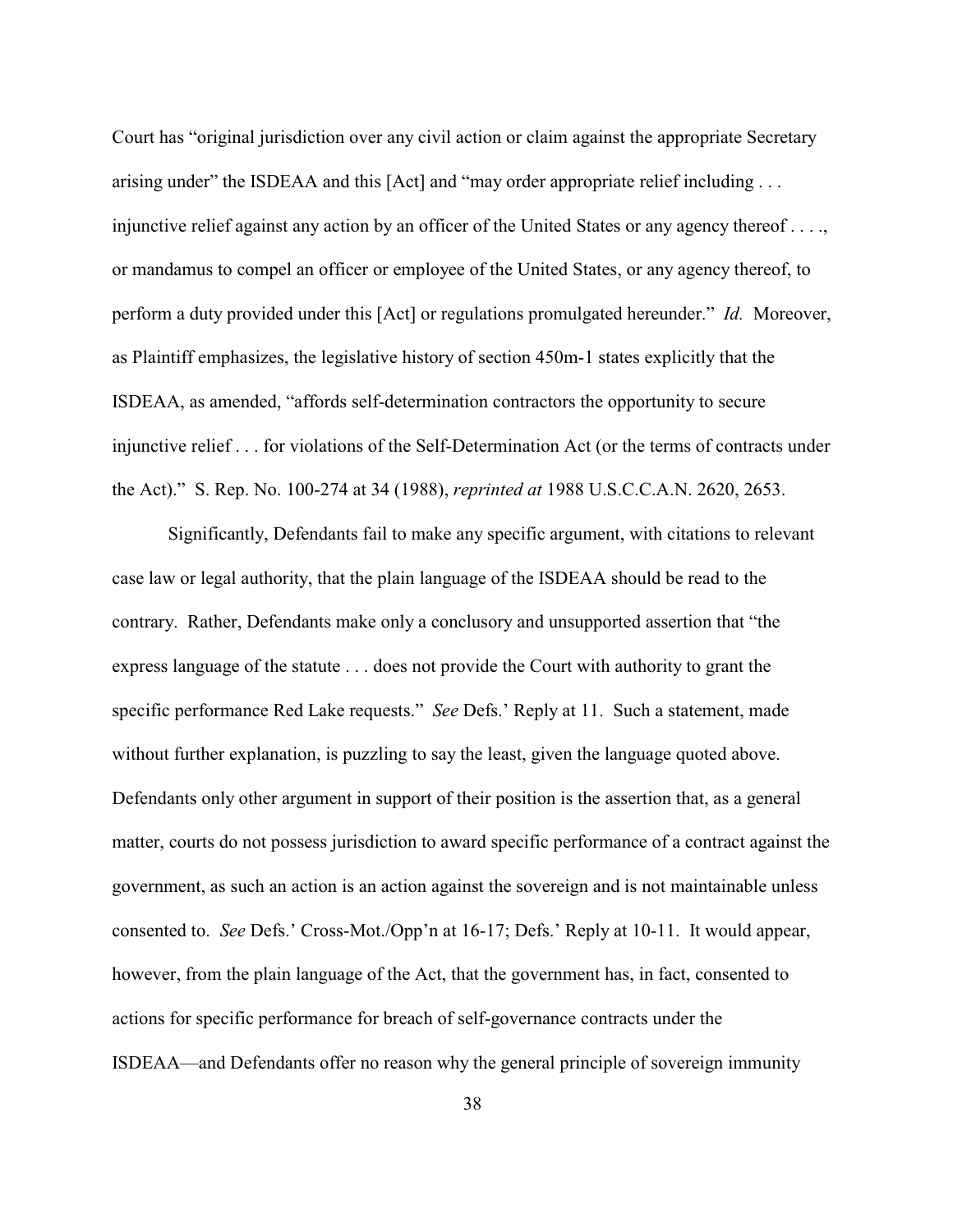Court has "original jurisdiction over any civil action or claim against the appropriate Secretary arising under" the ISDEAA and this [Act] and "may order appropriate relief including . . . injunctive relief against any action by an officer of the United States or any agency thereof . . . ., or mandamus to compel an officer or employee of the United States, or any agency thereof, to perform a duty provided under this [Act] or regulations promulgated hereunder." *Id.* Moreover, as Plaintiff emphasizes, the legislative history of section 450m-1 states explicitly that the ISDEAA, as amended, "affords self-determination contractors the opportunity to secure injunctive relief . . . for violations of the Self-Determination Act (or the terms of contracts under the Act)." S. Rep. No. 100-274 at 34 (1988), *reprinted at* 1988 U.S.C.C.A.N. 2620, 2653.

Significantly, Defendants fail to make any specific argument, with citations to relevant case law or legal authority, that the plain language of the ISDEAA should be read to the contrary. Rather, Defendants make only a conclusory and unsupported assertion that "the express language of the statute . . . does not provide the Court with authority to grant the specific performance Red Lake requests." *See* Defs.' Reply at 11. Such a statement, made without further explanation, is puzzling to say the least, given the language quoted above. Defendants only other argument in support of their position is the assertion that, as a general matter, courts do not possess jurisdiction to award specific performance of a contract against the government, as such an action is an action against the sovereign and is not maintainable unless consented to. *See* Defs.' Cross-Mot./Opp'n at 16-17; Defs.' Reply at 10-11. It would appear, however, from the plain language of the Act, that the government has, in fact, consented to actions for specific performance for breach of self-governance contracts under the ISDEAA—and Defendants offer no reason why the general principle of sovereign immunity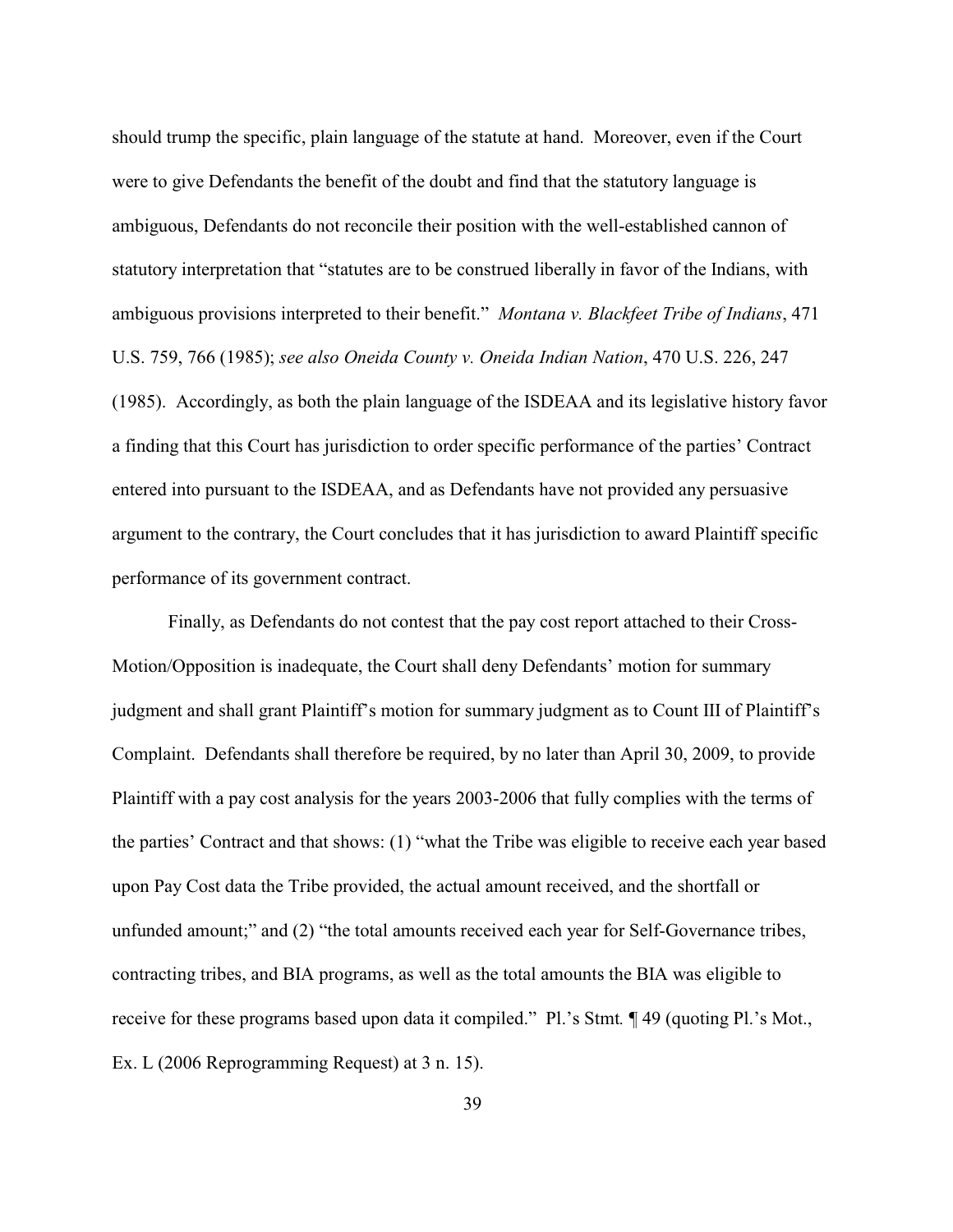should trump the specific, plain language of the statute at hand. Moreover, even if the Court were to give Defendants the benefit of the doubt and find that the statutory language is ambiguous, Defendants do not reconcile their position with the well-established cannon of statutory interpretation that "statutes are to be construed liberally in favor of the Indians, with ambiguous provisions interpreted to their benefit." *Montana v. Blackfeet Tribe of Indians*, 471 U.S. 759, 766 (1985); *see also Oneida County v. Oneida Indian Nation*, 470 U.S. 226, 247 (1985). Accordingly, as both the plain language of the ISDEAA and its legislative history favor a finding that this Court has jurisdiction to order specific performance of the parties' Contract entered into pursuant to the ISDEAA, and as Defendants have not provided any persuasive argument to the contrary, the Court concludes that it has jurisdiction to award Plaintiff specific performance of its government contract.

Finally, as Defendants do not contest that the pay cost report attached to their Cross-Motion/Opposition is inadequate, the Court shall deny Defendants' motion for summary judgment and shall grant Plaintiff's motion for summary judgment as to Count III of Plaintiff's Complaint. Defendants shall therefore be required, by no later than April 30, 2009, to provide Plaintiff with a pay cost analysis for the years 2003-2006 that fully complies with the terms of the parties' Contract and that shows: (1) "what the Tribe was eligible to receive each year based upon Pay Cost data the Tribe provided, the actual amount received, and the shortfall or unfunded amount;" and (2) "the total amounts received each year for Self-Governance tribes, contracting tribes, and BIA programs, as well as the total amounts the BIA was eligible to receive for these programs based upon data it compiled." Pl.'s Stmt. ¶ 49 (quoting Pl.'s Mot., Ex. L (2006 Reprogramming Request) at 3 n. 15).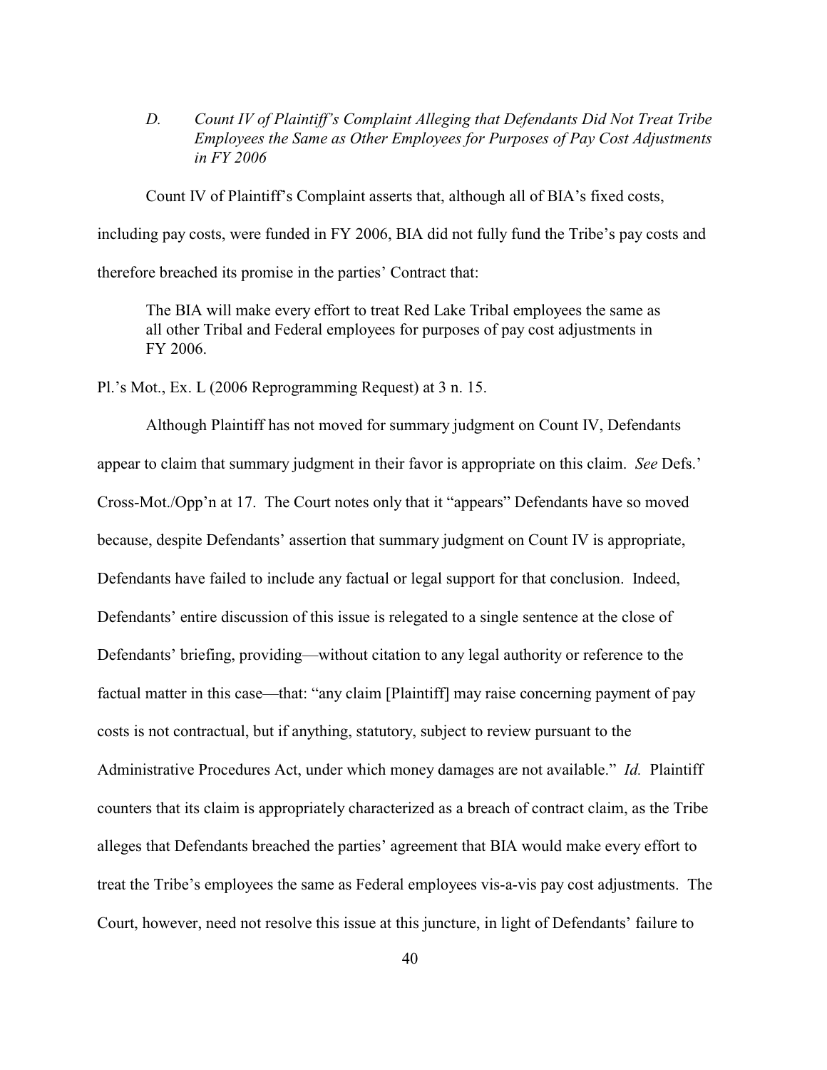*D. Count IV of Plaintiff's Complaint Alleging that Defendants Did Not Treat Tribe Employees the Same as Other Employees for Purposes of Pay Cost Adjustments in FY 2006*

Count IV of Plaintiff's Complaint asserts that, although all of BIA's fixed costs, including pay costs, were funded in FY 2006, BIA did not fully fund the Tribe's pay costs and therefore breached its promise in the parties' Contract that:

> The BIA will make every effort to treat Red Lake Tribal employees the same as all other Tribal and Federal employees for purposes of pay cost adjustments in FY 2006.

Pl.'s Mot., Ex. L (2006 Reprogramming Request) at 3 n. 15.

Although Plaintiff has not moved for summary judgment on Count IV, Defendants appear to claim that summary judgment in their favor is appropriate on this claim. *See* Defs.' Cross-Mot./Opp'n at 17. The Court notes only that it "appears" Defendants have so moved because, despite Defendants' assertion that summary judgment on Count IV is appropriate, Defendants have failed to include any factual or legal support for that conclusion. Indeed, Defendants' entire discussion of this issue is relegated to a single sentence at the close of Defendants' briefing, providing—without citation to any legal authority or reference to the factual matter in this case—that: "any claim [Plaintiff] may raise concerning payment of pay costs is not contractual, but if anything, statutory, subject to review pursuant to the Administrative Procedures Act, under which money damages are not available." *Id.* Plaintiff counters that its claim is appropriately characterized as a breach of contract claim, as the Tribe alleges that Defendants breached the parties' agreement that BIA would make every effort to treat the Tribe's employees the same as Federal employees vis-a-vis pay cost adjustments. The Court, however, need not resolve this issue at this juncture, in light of Defendants' failure to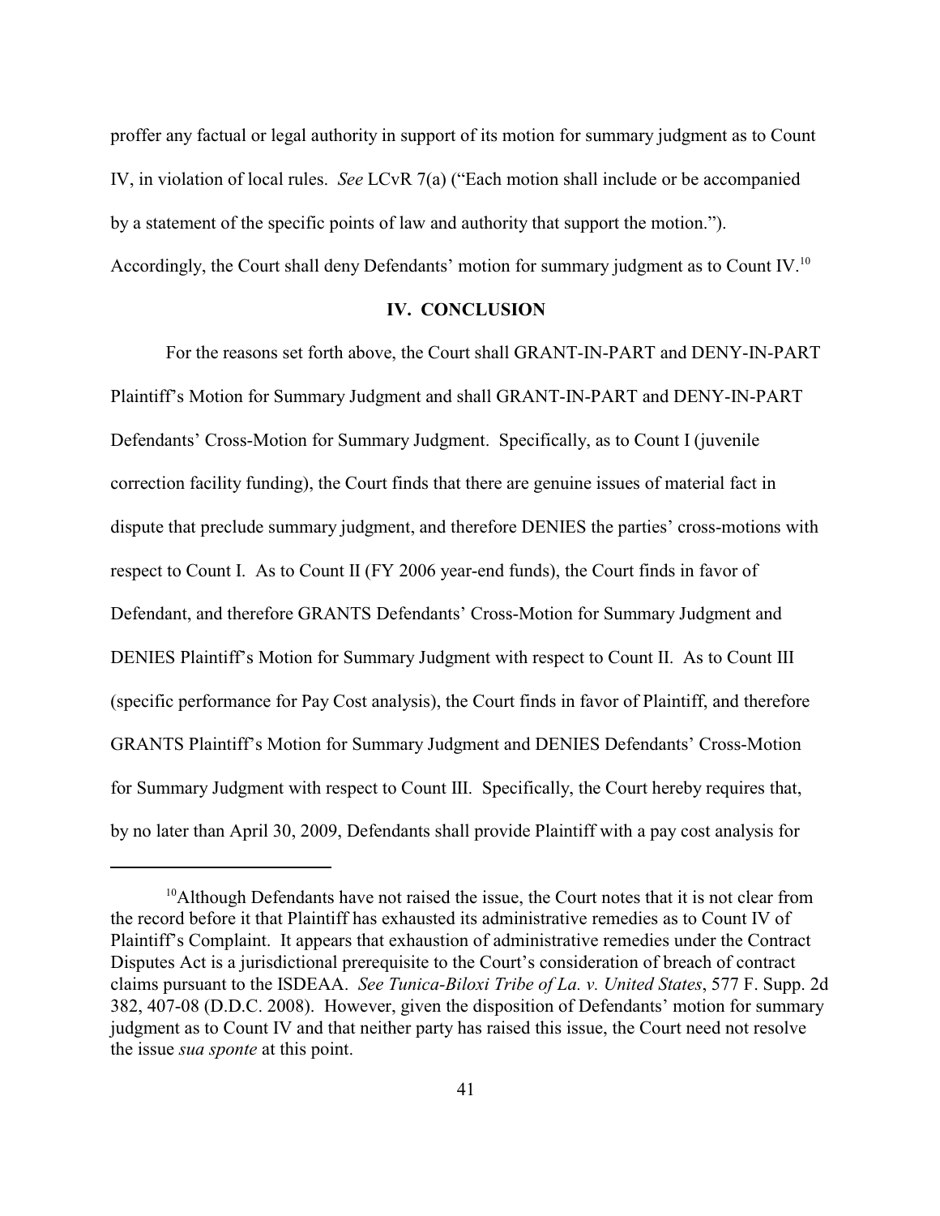proffer any factual or legal authority in support of its motion for summary judgment as to Count IV, in violation of local rules. *See* LCvR 7(a) ("Each motion shall include or be accompanied by a statement of the specific points of law and authority that support the motion."). Accordingly, the Court shall deny Defendants' motion for summary judgment as to Count IV.[10]

## IV. CONCLUSION

For the reasons set forth above, the Court shall GRANT-IN-PART and DENY-IN-PART Plaintiff's Motion for Summary Judgment and shall GRANT-IN-PART and DENY-IN-PART Defendants' Cross-Motion for Summary Judgment. Specifically, as to Count I (juvenile correction facility funding), the Court finds that there are genuine issues of material fact in dispute that preclude summary judgment, and therefore DENIES the parties' cross-motions with respect to Count I. As to Count II (FY 2006 year-end funds), the Court finds in favor of Defendant, and therefore GRANTS Defendants' Cross-Motion for Summary Judgment and DENIES Plaintiff's Motion for Summary Judgment with respect to Count II. As to Count III (specific performance for Pay Cost analysis), the Court finds in favor of Plaintiff, and therefore GRANTS Plaintiff's Motion for Summary Judgment and DENIES Defendants' Cross-Motion for Summary Judgment with respect to Count III. Specifically, the Court hereby requires that, by no later than April 30, 2009, Defendants shall provide Plaintiff with a pay cost analysis for

---

[10] Although Defendants have not raised the issue, the Court notes that it is not clear from the record before it that Plaintiff has exhausted its administrative remedies as to Count IV of Plaintiff's Complaint. It appears that exhaustion of administrative remedies under the Contract Disputes Act is a jurisdictional prerequisite to the Court's consideration of breach of contract claims pursuant to the ISDEAA. *See Tunica-Biloxi Tribe of La. v. United States*, 577 F. Supp. 2d 382, 407-08 (D.D.C. 2008). However, given the disposition of Defendants' motion for summary judgment as to Count IV and that neither party has raised this issue, the Court need not resolve the issue *sua sponte* at this point.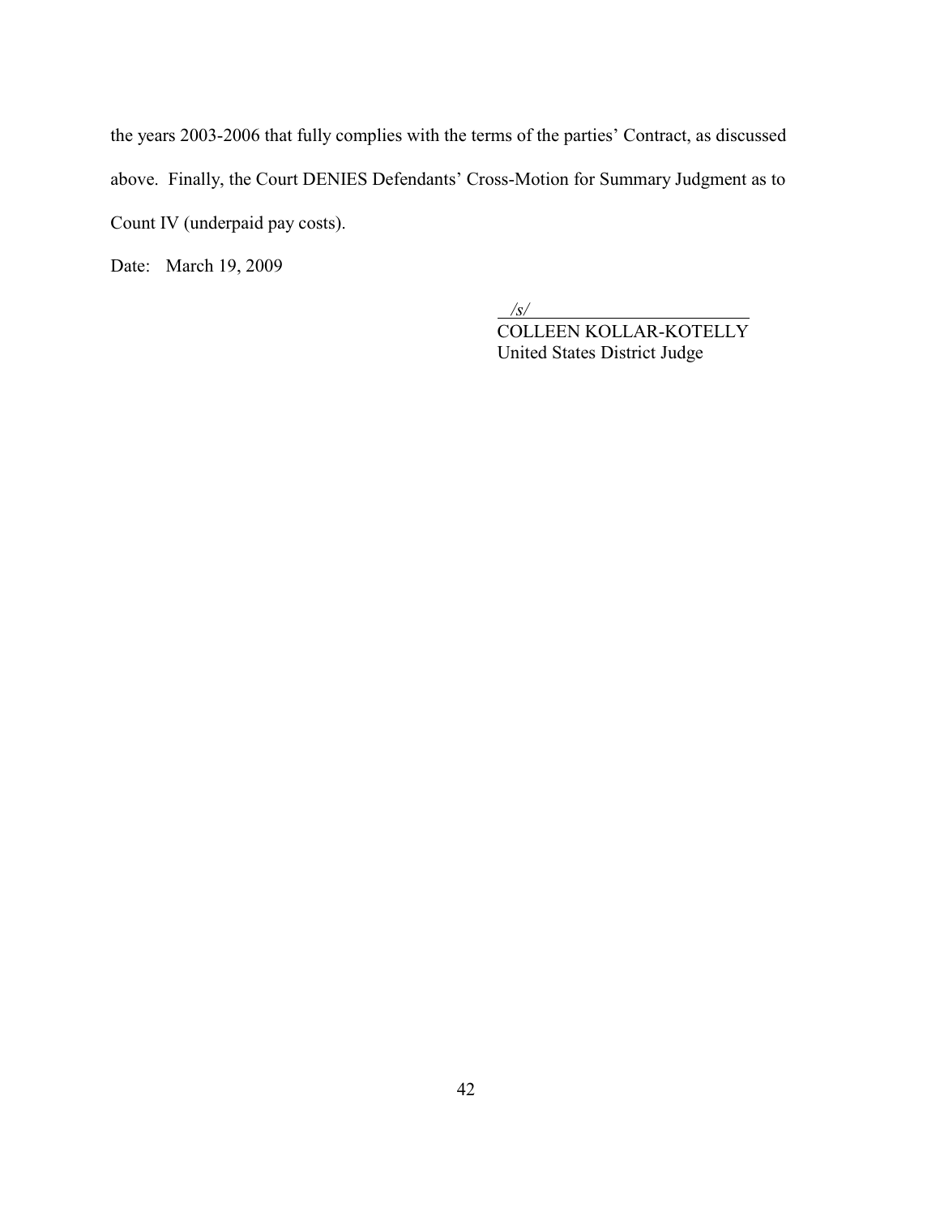the years 2003-2006 that fully complies with the terms of the parties' Contract, as discussed above. Finally, the Court DENIES Defendants' Cross-Motion for Summary Judgment as to Count IV (underpaid pay costs).

Date: March 19, 2009

*/s/*

COLLEEN KOLLAR-KOTELLY
United States District Judge